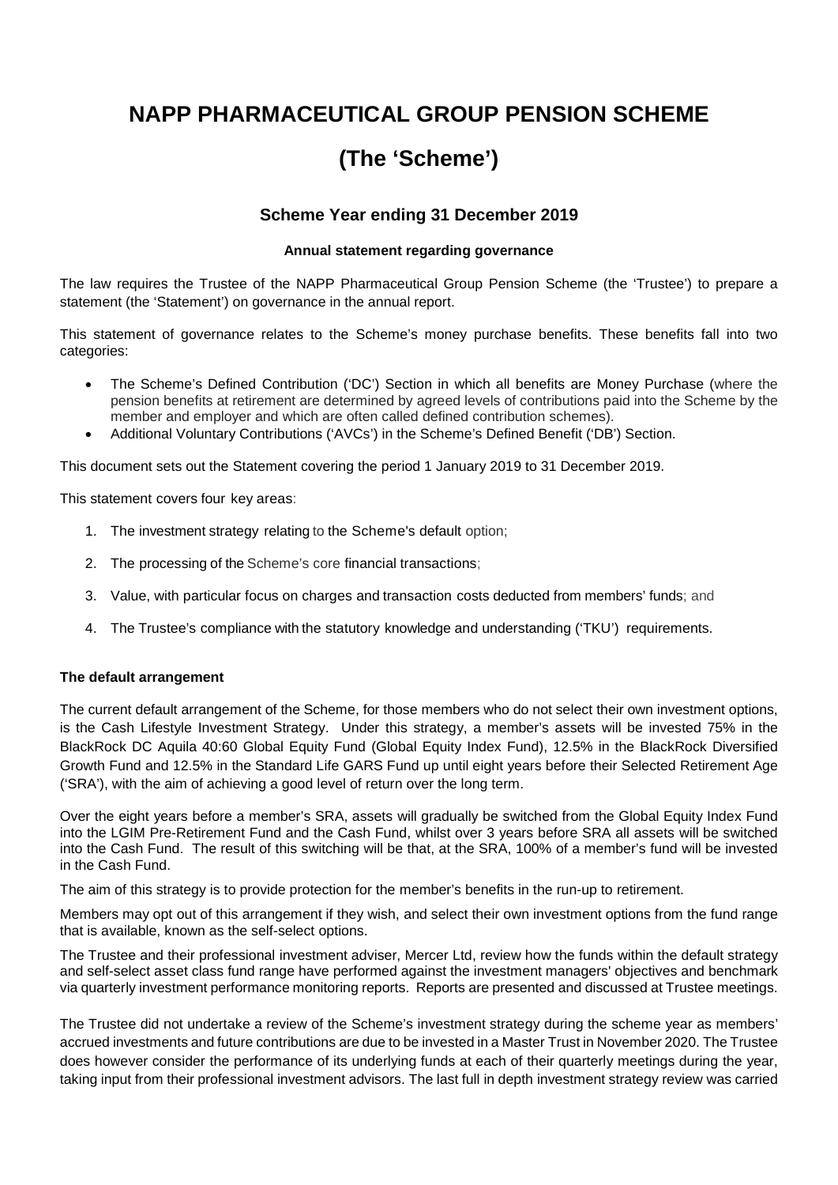# NAPP PHARMACEUTICAL GROUP PENSION SCHEME

# (The 'Scheme')

## Scheme Year ending 31 December 2019

### Annual statement regarding governance

The law requires the Trustee of the NAPP Pharmaceutical Group Pension Scheme (the 'Trustee') to prepare a statement (the 'Statement') on governance in the annual report.

This statement of governance relates to the Scheme's money purchase benefits. These benefits fall into two categories:

- The Scheme's Defined Contribution ('DC') Section in which all benefits are Money Purchase (where the pension benefits at retirement are determined by agreed levels of contributions paid into the Scheme by the member and employer and which are often called defined contribution schemes).
- Additional Voluntary Contributions ('AVCs') in the Scheme's Defined Benefit ('DB') Section.

This document sets out the Statement covering the period 1 January 2019 to 31 December 2019.

This statement covers four key areas:

1. The investment strategy relating to the Scheme's default option;
2. The processing of the Scheme's core financial transactions;
3. Value, with particular focus on charges and transaction costs deducted from members' funds; and
4. The Trustee's compliance with the statutory knowledge and understanding ('TKU') requirements.

**The default arrangement**

The current default arrangement of the Scheme, for those members who do not select their own investment options, is the Cash Lifestyle Investment Strategy. Under this strategy, a member's assets will be invested 75% in the BlackRock DC Aquila 40:60 Global Equity Fund (Global Equity Index Fund), 12.5% in the BlackRock Diversified Growth Fund and 12.5% in the Standard Life GARS Fund up until eight years before their Selected Retirement Age ('SRA'), with the aim of achieving a good level of return over the long term.

Over the eight years before a member's SRA, assets will gradually be switched from the Global Equity Index Fund into the LGIM Pre-Retirement Fund and the Cash Fund, whilst over 3 years before SRA all assets will be switched into the Cash Fund. The result of this switching will be that, at the SRA, 100% of a member's fund will be invested in the Cash Fund.

The aim of this strategy is to provide protection for the member's benefits in the run-up to retirement.

Members may opt out of this arrangement if they wish, and select their own investment options from the fund range that is available, known as the self-select options.

The Trustee and their professional investment adviser, Mercer Ltd, review how the funds within the default strategy and self-select asset class fund range have performed against the investment managers' objectives and benchmark via quarterly investment performance monitoring reports. Reports are presented and discussed at Trustee meetings.

The Trustee did not undertake a review of the Scheme's investment strategy during the scheme year as members' accrued investments and future contributions are due to be invested in a Master Trust in November 2020. The Trustee does however consider the performance of its underlying funds at each of their quarterly meetings during the year, taking input from their professional investment advisors. The last full in depth investment strategy review was carried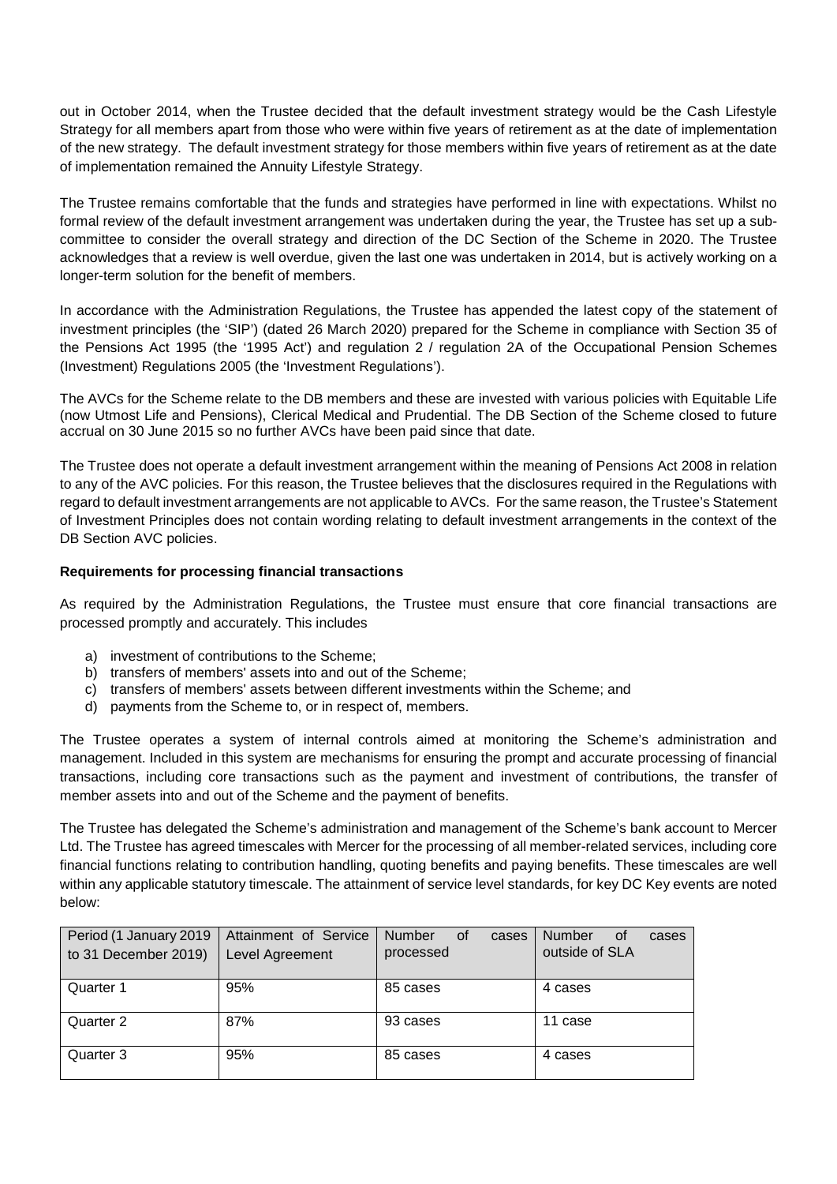out in October 2014, when the Trustee decided that the default investment strategy would be the Cash Lifestyle Strategy for all members apart from those who were within five years of retirement as at the date of implementation of the new strategy. The default investment strategy for those members within five years of retirement as at the date of implementation remained the Annuity Lifestyle Strategy.

The Trustee remains comfortable that the funds and strategies have performed in line with expectations. Whilst no formal review of the default investment arrangement was undertaken during the year, the Trustee has set up a sub-committee to consider the overall strategy and direction of the DC Section of the Scheme in 2020. The Trustee acknowledges that a review is well overdue, given the last one was undertaken in 2014, but is actively working on a longer-term solution for the benefit of members.

In accordance with the Administration Regulations, the Trustee has appended the latest copy of the statement of investment principles (the 'SIP') (dated 26 March 2020) prepared for the Scheme in compliance with Section 35 of the Pensions Act 1995 (the '1995 Act') and regulation 2 / regulation 2A of the Occupational Pension Schemes (Investment) Regulations 2005 (the 'Investment Regulations').

The AVCs for the Scheme relate to the DB members and these are invested with various policies with Equitable Life (now Utmost Life and Pensions), Clerical Medical and Prudential. The DB Section of the Scheme closed to future accrual on 30 June 2015 so no further AVCs have been paid since that date.

The Trustee does not operate a default investment arrangement within the meaning of Pensions Act 2008 in relation to any of the AVC policies. For this reason, the Trustee believes that the disclosures required in the Regulations with regard to default investment arrangements are not applicable to AVCs. For the same reason, the Trustee's Statement of Investment Principles does not contain wording relating to default investment arrangements in the context of the DB Section AVC policies.

**Requirements for processing financial transactions**

As required by the Administration Regulations, the Trustee must ensure that core financial transactions are processed promptly and accurately. This includes

a) investment of contributions to the Scheme;
b) transfers of members' assets into and out of the Scheme;
c) transfers of members' assets between different investments within the Scheme; and
d) payments from the Scheme to, or in respect of, members.

The Trustee operates a system of internal controls aimed at monitoring the Scheme's administration and management. Included in this system are mechanisms for ensuring the prompt and accurate processing of financial transactions, including core transactions such as the payment and investment of contributions, the transfer of member assets into and out of the Scheme and the payment of benefits.

The Trustee has delegated the Scheme's administration and management of the Scheme's bank account to Mercer Ltd. The Trustee has agreed timescales with Mercer for the processing of all member-related services, including core financial functions relating to contribution handling, quoting benefits and paying benefits. These timescales are well within any applicable statutory timescale. The attainment of service level standards, for key DC Key events are noted below:

| Period (1 January 2019 to 31 December 2019) | Attainment of Service Level Agreement | Number of cases processed | Number of cases outside of SLA |
|---|---|---|---|
| Quarter 1 | 95% | 85 cases | 4 cases |
| Quarter 2 | 87% | 93 cases | 11 case |
| Quarter 3 | 95% | 85 cases | 4 cases |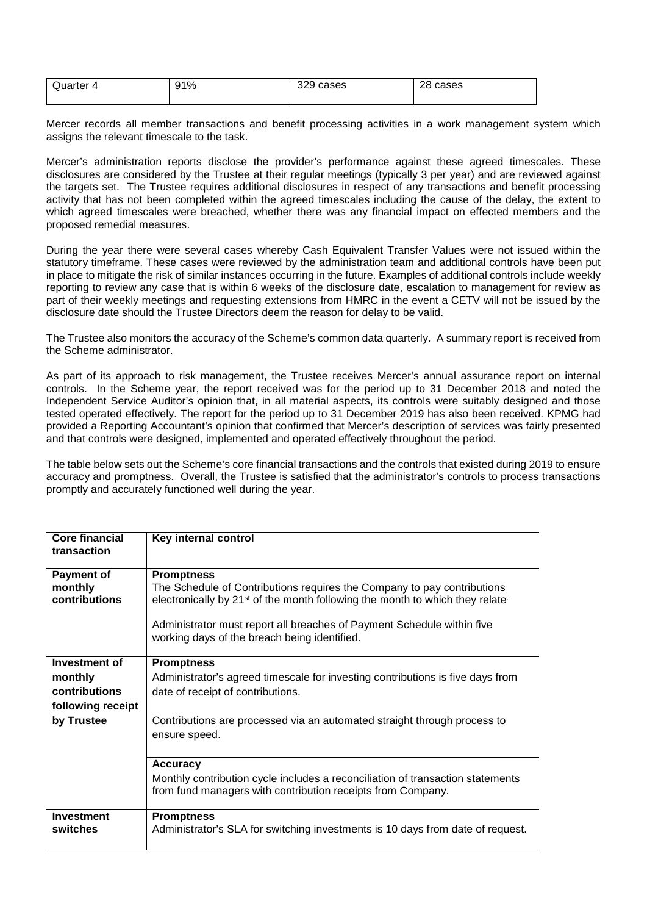| Quarter 4 | 91% | 329 cases | 28 cases |
|---|---|---|---|

Mercer records all member transactions and benefit processing activities in a work management system which assigns the relevant timescale to the task.

Mercer's administration reports disclose the provider's performance against these agreed timescales. These disclosures are considered by the Trustee at their regular meetings (typically 3 per year) and are reviewed against the targets set. The Trustee requires additional disclosures in respect of any transactions and benefit processing activity that has not been completed within the agreed timescales including the cause of the delay, the extent to which agreed timescales were breached, whether there was any financial impact on effected members and the proposed remedial measures.

During the year there were several cases whereby Cash Equivalent Transfer Values were not issued within the statutory timeframe. These cases were reviewed by the administration team and additional controls have been put in place to mitigate the risk of similar instances occurring in the future. Examples of additional controls include weekly reporting to review any case that is within 6 weeks of the disclosure date, escalation to management for review as part of their weekly meetings and requesting extensions from HMRC in the event a CETV will not be issued by the disclosure date should the Trustee Directors deem the reason for delay to be valid.

The Trustee also monitors the accuracy of the Scheme's common data quarterly. A summary report is received from the Scheme administrator.

As part of its approach to risk management, the Trustee receives Mercer's annual assurance report on internal controls. In the Scheme year, the report received was for the period up to 31 December 2018 and noted the Independent Service Auditor's opinion that, in all material aspects, its controls were suitably designed and those tested operated effectively. The report for the period up to 31 December 2019 has also been received. KPMG had provided a Reporting Accountant's opinion that confirmed that Mercer's description of services was fairly presented and that controls were designed, implemented and operated effectively throughout the period.

The table below sets out the Scheme's core financial transactions and the controls that existed during 2019 to ensure accuracy and promptness. Overall, the Trustee is satisfied that the administrator's controls to process transactions promptly and accurately functioned well during the year.

| Core financial transaction | Key internal control |
|---|---|
| **Payment of monthly contributions** | **Promptness**<br>The Schedule of Contributions requires the Company to pay contributions electronically by 21st of the month following the month to which they relate.<br><br>Administrator must report all breaches of Payment Schedule within five working days of the breach being identified. |
| **Investment of monthly contributions following receipt by Trustee** | **Promptness**<br>Administrator's agreed timescale for investing contributions is five days from date of receipt of contributions.<br><br>Contributions are processed via an automated straight through process to ensure speed. |
| | **Accuracy**<br>Monthly contribution cycle includes a reconciliation of transaction statements from fund managers with contribution receipts from Company. |
| **Investment switches** | **Promptness**<br>Administrator's SLA for switching investments is 10 days from date of request. |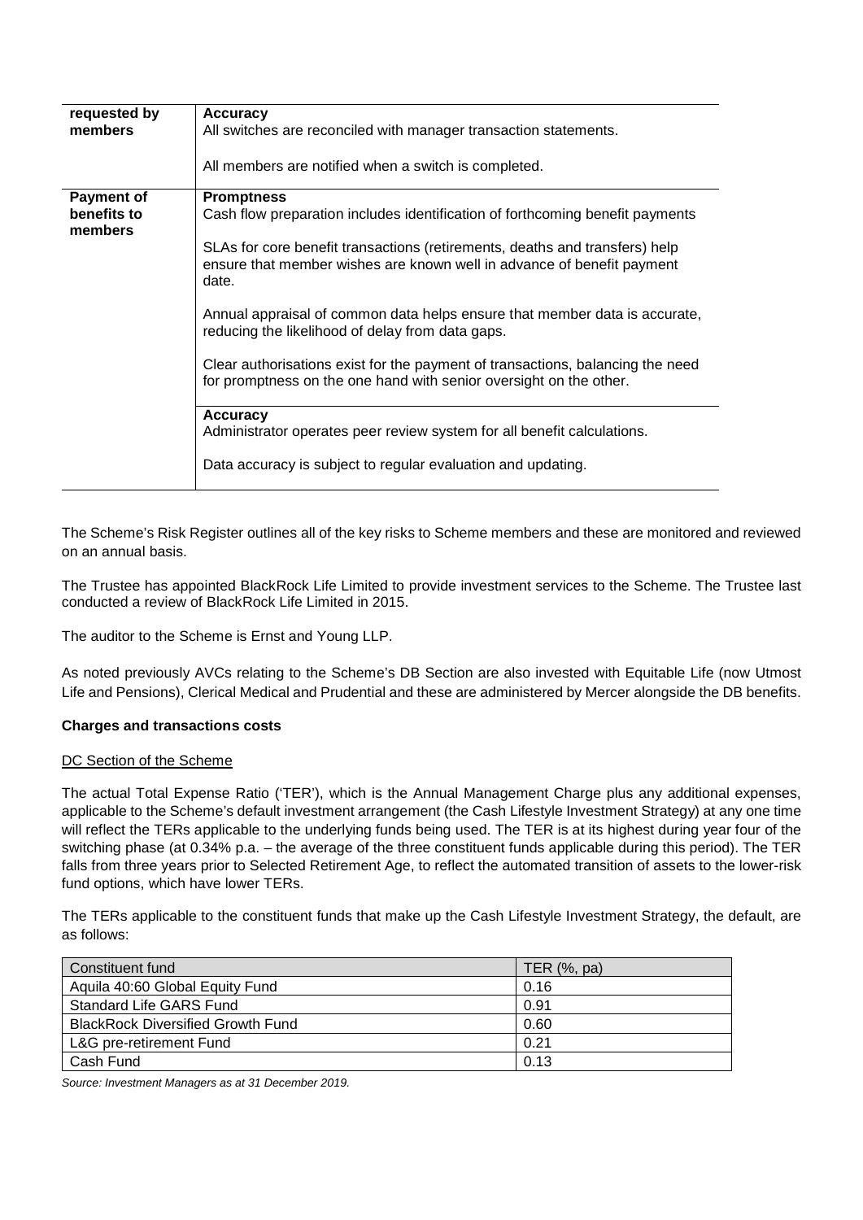| | |
|---|---|
| **requested by members** | **Accuracy**<br>All switches are reconciled with manager transaction statements.<br><br>All members are notified when a switch is completed. |
| **Payment of benefits to members** | **Promptness**<br>Cash flow preparation includes identification of forthcoming benefit payments<br><br>SLAs for core benefit transactions (retirements, deaths and transfers) help ensure that member wishes are known well in advance of benefit payment date.<br><br>Annual appraisal of common data helps ensure that member data is accurate, reducing the likelihood of delay from data gaps.<br><br>Clear authorisations exist for the payment of transactions, balancing the need for promptness on the one hand with senior oversight on the other. |
| | **Accuracy**<br>Administrator operates peer review system for all benefit calculations.<br><br>Data accuracy is subject to regular evaluation and updating. |

The Scheme's Risk Register outlines all of the key risks to Scheme members and these are monitored and reviewed on an annual basis.

The Trustee has appointed BlackRock Life Limited to provide investment services to the Scheme. The Trustee last conducted a review of BlackRock Life Limited in 2015.

The auditor to the Scheme is Ernst and Young LLP.

As noted previously AVCs relating to the Scheme's DB Section are also invested with Equitable Life (now Utmost Life and Pensions), Clerical Medical and Prudential and these are administered by Mercer alongside the DB benefits.

**Charges and transactions costs**

DC Section of the Scheme

The actual Total Expense Ratio ('TER'), which is the Annual Management Charge plus any additional expenses, applicable to the Scheme's default investment arrangement (the Cash Lifestyle Investment Strategy) at any one time will reflect the TERs applicable to the underlying funds being used. The TER is at its highest during year four of the switching phase (at 0.34% p.a. – the average of the three constituent funds applicable during this period). The TER falls from three years prior to Selected Retirement Age, to reflect the automated transition of assets to the lower-risk fund options, which have lower TERs.

The TERs applicable to the constituent funds that make up the Cash Lifestyle Investment Strategy, the default, are as follows:

| Constituent fund | TER (%, pa) |
|---|---|
| Aquila 40:60 Global Equity Fund | 0.16 |
| Standard Life GARS Fund | 0.91 |
| BlackRock Diversified Growth Fund | 0.60 |
| L&G pre-retirement Fund | 0.21 |
| Cash Fund | 0.13 |

*Source: Investment Managers as at 31 December 2019.*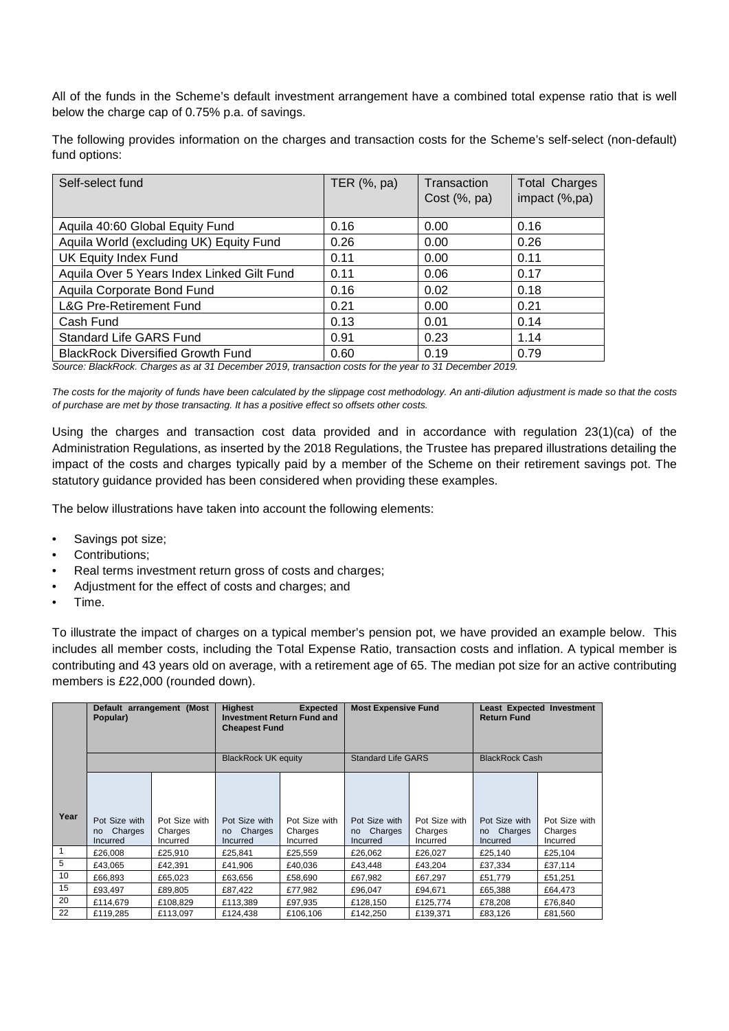All of the funds in the Scheme's default investment arrangement have a combined total expense ratio that is well below the charge cap of 0.75% p.a. of savings.

The following provides information on the charges and transaction costs for the Scheme's self-select (non-default) fund options:

| Self-select fund | TER (%, pa) | Transaction Cost (%, pa) | Total Charges impact (%,pa) |
|---|---|---|---|
| Aquila 40:60 Global Equity Fund | 0.16 | 0.00 | 0.16 |
| Aquila World (excluding UK) Equity Fund | 0.26 | 0.00 | 0.26 |
| UK Equity Index Fund | 0.11 | 0.00 | 0.11 |
| Aquila Over 5 Years Index Linked Gilt Fund | 0.11 | 0.06 | 0.17 |
| Aquila Corporate Bond Fund | 0.16 | 0.02 | 0.18 |
| L&G Pre-Retirement Fund | 0.21 | 0.00 | 0.21 |
| Cash Fund | 0.13 | 0.01 | 0.14 |
| Standard Life GARS Fund | 0.91 | 0.23 | 1.14 |
| BlackRock Diversified Growth Fund | 0.60 | 0.19 | 0.79 |

*Source: BlackRock. Charges as at 31 December 2019, transaction costs for the year to 31 December 2019.*

*The costs for the majority of funds have been calculated by the slippage cost methodology. An anti-dilution adjustment is made so that the costs of purchase are met by those transacting. It has a positive effect so offsets other costs.*

Using the charges and transaction cost data provided and in accordance with regulation 23(1)(ca) of the Administration Regulations, as inserted by the 2018 Regulations, the Trustee has prepared illustrations detailing the impact of the costs and charges typically paid by a member of the Scheme on their retirement savings pot. The statutory guidance provided has been considered when providing these examples.

The below illustrations have taken into account the following elements:

- Savings pot size;
- Contributions;
- Real terms investment return gross of costs and charges;
- Adjustment for the effect of costs and charges; and
- Time.

To illustrate the impact of charges on a typical member's pension pot, we have provided an example below. This includes all member costs, including the Total Expense Ratio, transaction costs and inflation. A typical member is contributing and 43 years old on average, with a retirement age of 65. The median pot size for an active contributing members is £22,000 (rounded down).

| | **Default arrangement (Most Popular)** | | **Highest Expected Investment Return Fund and Cheapest Fund** | | **Most Expensive Fund** | | **Least Expected Investment Return Fund** | |
|---|---|---|---|---|---|---|---|---|
| | | | BlackRock UK equity | | Standard Life GARS | | BlackRock Cash | |
| **Year** | Pot Size with no Charges Incurred | Pot Size with Charges Incurred | Pot Size with no Charges Incurred | Pot Size with Charges Incurred | Pot Size with no Charges Incurred | Pot Size with Charges Incurred | Pot Size with no Charges Incurred | Pot Size with Charges Incurred |
| 1 | £26,008 | £25,910 | £25,841 | £25,559 | £26,062 | £26,027 | £25,140 | £25,104 |
| 5 | £43,065 | £42,391 | £41,906 | £40,036 | £43,448 | £43,204 | £37,334 | £37,114 |
| 10 | £66,893 | £65,023 | £63,656 | £58,690 | £67,982 | £67,297 | £51,779 | £51,251 |
| 15 | £93,497 | £89,805 | £87,422 | £77,982 | £96,047 | £94,671 | £65,388 | £64,473 |
| 20 | £114,679 | £108,829 | £113,389 | £97,935 | £128,150 | £125,774 | £78,208 | £76,840 |
| 22 | £119,285 | £113,097 | £124,438 | £106,106 | £142,250 | £139,371 | £83,126 | £81,560 |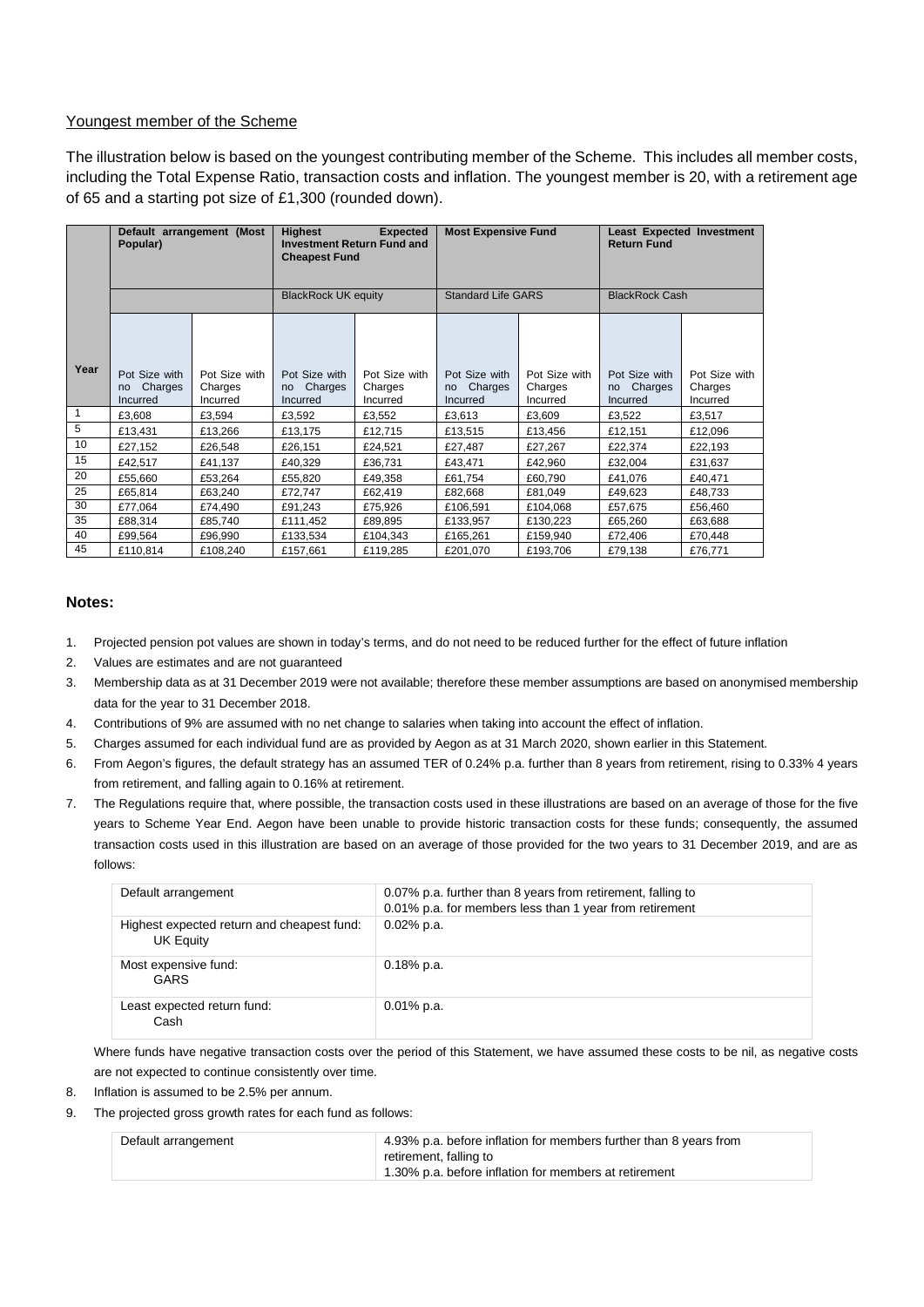Youngest member of the Scheme

The illustration below is based on the youngest contributing member of the Scheme. This includes all member costs, including the Total Expense Ratio, transaction costs and inflation. The youngest member is 20, with a retirement age of 65 and a starting pot size of £1,300 (rounded down).

| Year | Default arrangement (Most Popular) | | Highest Expected Investment Return Fund and Cheapest Fund | | Most Expensive Fund | | Least Expected Investment Return Fund | |
|---|---|---|---|---|---|---|---|---|
| | | | BlackRock UK equity | | Standard Life GARS | | BlackRock Cash | |
| | Pot Size with no Charges Incurred | Pot Size with Charges Incurred | Pot Size with no Charges Incurred | Pot Size with Charges Incurred | Pot Size with no Charges Incurred | Pot Size with Charges Incurred | Pot Size with no Charges Incurred | Pot Size with Charges Incurred |
| 1 | £3,608 | £3,594 | £3,592 | £3,552 | £3,613 | £3,609 | £3,522 | £3,517 |
| 5 | £13,431 | £13,266 | £13,175 | £12,715 | £13,515 | £13,456 | £12,151 | £12,096 |
| 10 | £27,152 | £26,548 | £26,151 | £24,521 | £27,487 | £27,267 | £22,374 | £22,193 |
| 15 | £42,517 | £41,137 | £40,329 | £36,731 | £43,471 | £42,960 | £32,004 | £31,637 |
| 20 | £55,660 | £53,264 | £55,820 | £49,358 | £61,754 | £60,790 | £41,076 | £40,471 |
| 25 | £65,814 | £63,240 | £72,747 | £62,419 | £82,668 | £81,049 | £49,623 | £48,733 |
| 30 | £77,064 | £74,490 | £91,243 | £75,926 | £106,591 | £104,068 | £57,675 | £56,460 |
| 35 | £88,314 | £85,740 | £111,452 | £89,895 | £133,957 | £130,223 | £65,260 | £63,688 |
| 40 | £99,564 | £96,990 | £133,534 | £104,343 | £165,261 | £159,940 | £72,406 | £70,448 |
| 45 | £110,814 | £108,240 | £157,661 | £119,285 | £201,070 | £193,706 | £79,138 | £76,771 |

**Notes:**

1. Projected pension pot values are shown in today's terms, and do not need to be reduced further for the effect of future inflation
2. Values are estimates and are not guaranteed
3. Membership data as at 31 December 2019 were not available; therefore these member assumptions are based on anonymised membership data for the year to 31 December 2018.
4. Contributions of 9% are assumed with no net change to salaries when taking into account the effect of inflation.
5. Charges assumed for each individual fund are as provided by Aegon as at 31 March 2020, shown earlier in this Statement.
6. From Aegon's figures, the default strategy has an assumed TER of 0.24% p.a. further than 8 years from retirement, rising to 0.33% 4 years from retirement, and falling again to 0.16% at retirement.
7. The Regulations require that, where possible, the transaction costs used in these illustrations are based on an average of those for the five years to Scheme Year End. Aegon have been unable to provide historic transaction costs for these funds; consequently, the assumed transaction costs used in this illustration are based on an average of those provided for the two years to 31 December 2019, and are as follows:

| Default arrangement | 0.07% p.a. further than 8 years from retirement, falling to 0.01% p.a. for members less than 1 year from retirement |
|---|---|
| Highest expected return and cheapest fund: UK Equity | 0.02% p.a. |
| Most expensive fund: GARS | 0.18% p.a. |
| Least expected return fund: Cash | 0.01% p.a. |

   Where funds have negative transaction costs over the period of this Statement, we have assumed these costs to be nil, as negative costs are not expected to continue consistently over time.

8. Inflation is assumed to be 2.5% per annum.
9. The projected gross growth rates for each fund as follows:

| Default arrangement | 4.93% p.a. before inflation for members further than 8 years from retirement, falling to 1.30% p.a. before inflation for members at retirement |
|---|---|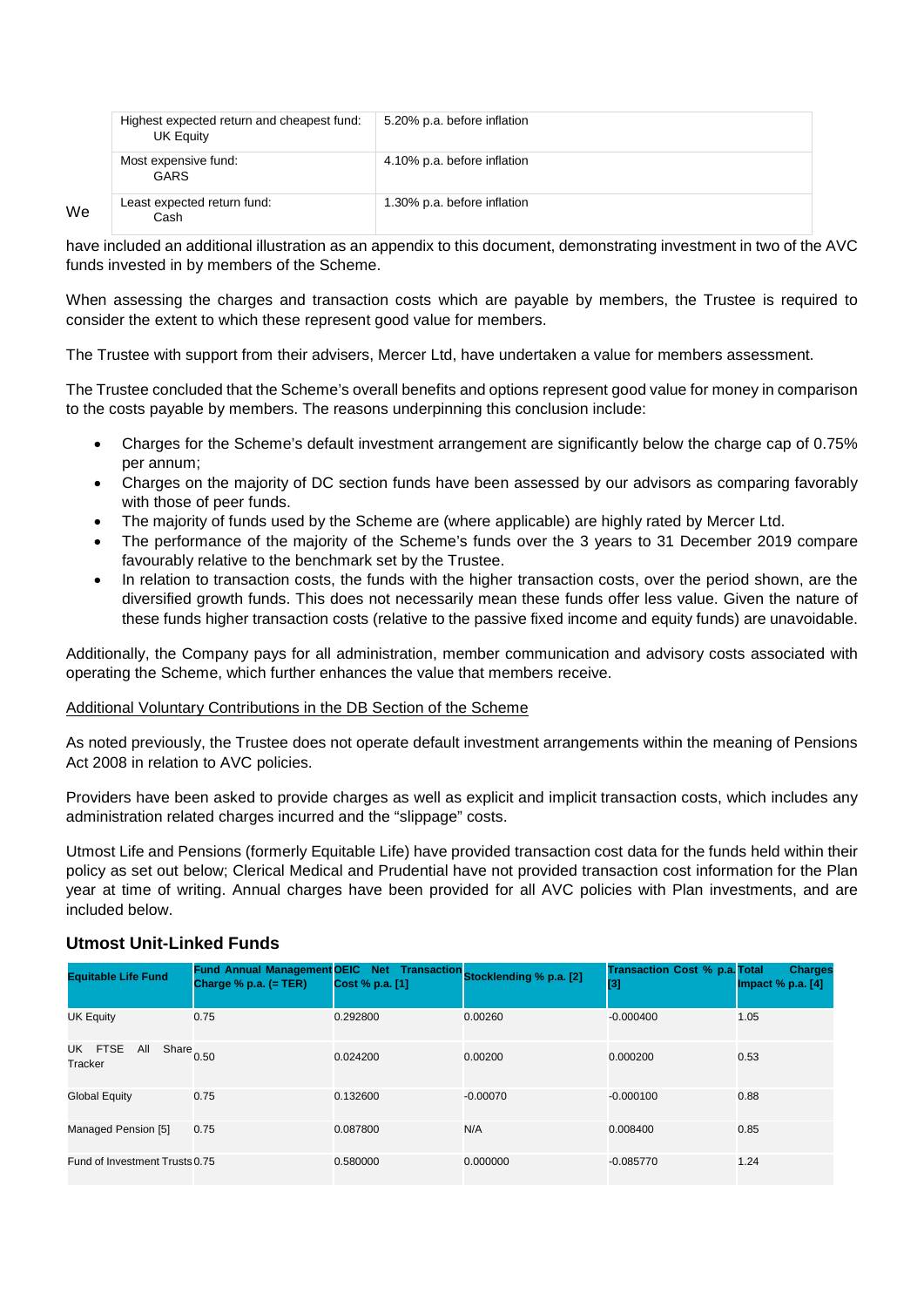| Highest expected return and cheapest fund: UK Equity | 5.20% p.a. before inflation |
| --- | --- |
| Most expensive fund: GARS | 4.10% p.a. before inflation |
| Least expected return fund: Cash | 1.30% p.a. before inflation |

We have included an additional illustration as an appendix to this document, demonstrating investment in two of the AVC funds invested in by members of the Scheme.

When assessing the charges and transaction costs which are payable by members, the Trustee is required to consider the extent to which these represent good value for members.

The Trustee with support from their advisers, Mercer Ltd, have undertaken a value for members assessment.

The Trustee concluded that the Scheme's overall benefits and options represent good value for money in comparison to the costs payable by members. The reasons underpinning this conclusion include:

- Charges for the Scheme's default investment arrangement are significantly below the charge cap of 0.75% per annum;
- Charges on the majority of DC section funds have been assessed by our advisors as comparing favorably with those of peer funds.
- The majority of funds used by the Scheme are (where applicable) are highly rated by Mercer Ltd.
- The performance of the majority of the Scheme's funds over the 3 years to 31 December 2019 compare favourably relative to the benchmark set by the Trustee.
- In relation to transaction costs, the funds with the higher transaction costs, over the period shown, are the diversified growth funds. This does not necessarily mean these funds offer less value. Given the nature of these funds higher transaction costs (relative to the passive fixed income and equity funds) are unavoidable.

Additionally, the Company pays for all administration, member communication and advisory costs associated with operating the Scheme, which further enhances the value that members receive.

Additional Voluntary Contributions in the DB Section of the Scheme

As noted previously, the Trustee does not operate default investment arrangements within the meaning of Pensions Act 2008 in relation to AVC policies.

Providers have been asked to provide charges as well as explicit and implicit transaction costs, which includes any administration related charges incurred and the "slippage" costs.

Utmost Life and Pensions (formerly Equitable Life) have provided transaction cost data for the funds held within their policy as set out below; Clerical Medical and Prudential have not provided transaction cost information for the Plan year at time of writing. Annual charges have been provided for all AVC policies with Plan investments, and are included below.

## Utmost Unit-Linked Funds

| Equitable Life Fund | Fund Annual Management Charge % p.a. (= TER) | OEIC Net Transaction Cost % p.a. [1] | Stocklending % p.a. [2] | Transaction Cost % p.a. [3] | Total Charges Impact % p.a. [4] |
| --- | --- | --- | --- | --- | --- |
| UK Equity | 0.75 | 0.292800 | 0.00260 | -0.000400 | 1.05 |
| UK FTSE All Share Tracker | 0.50 | 0.024200 | 0.00200 | 0.000200 | 0.53 |
| Global Equity | 0.75 | 0.132600 | -0.00070 | -0.000100 | 0.88 |
| Managed Pension [5] | 0.75 | 0.087800 | N/A | 0.008400 | 0.85 |
| Fund of Investment Trusts | 0.75 | 0.580000 | 0.000000 | -0.085770 | 1.24 |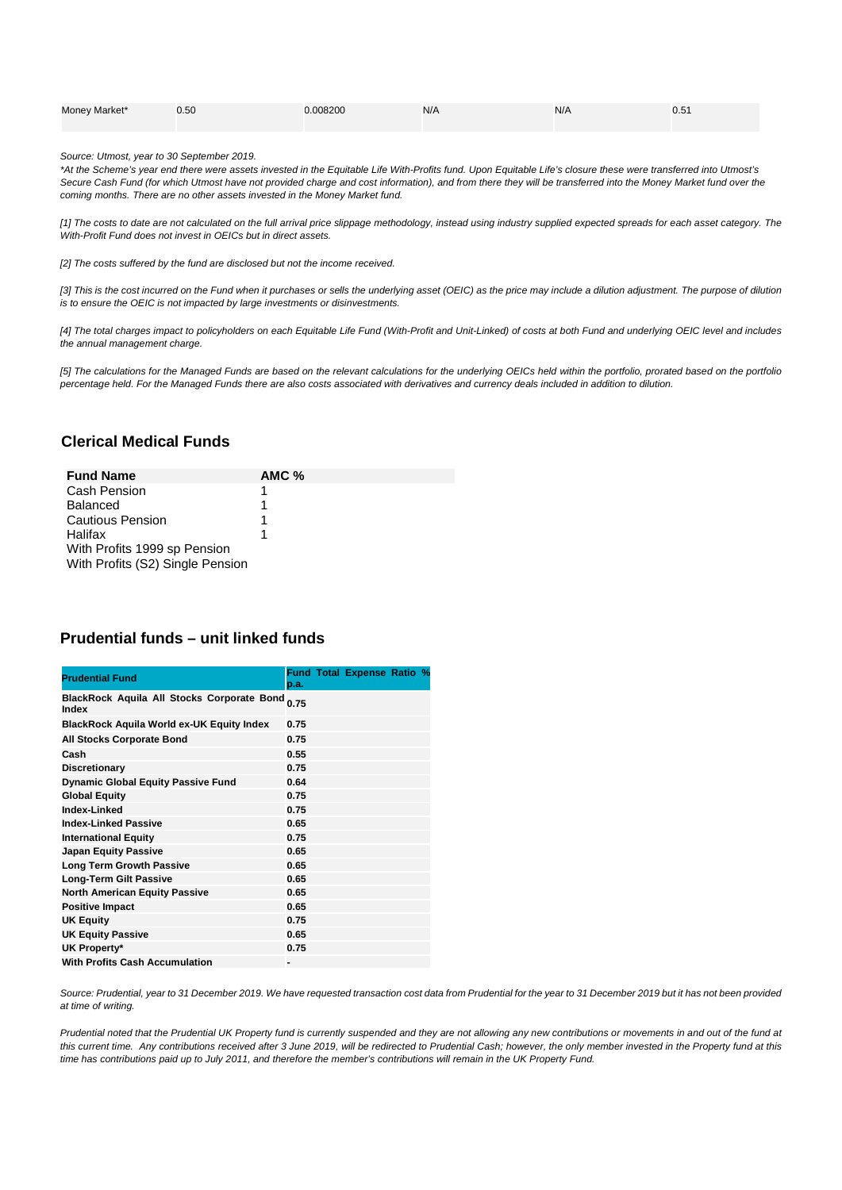| Money Market* | 0.50 | 0.008200 | N/A | N/A | 0.51 |
|---|---|---|---|---|---|

*Source: Utmost, year to 30 September 2019.*

*\*At the Scheme's year end there were assets invested in the Equitable Life With-Profits fund. Upon Equitable Life's closure these were transferred into Utmost's Secure Cash Fund (for which Utmost have not provided charge and cost information), and from there they will be transferred into the Money Market fund over the coming months. There are no other assets invested in the Money Market fund.*

*[1] The costs to date are not calculated on the full arrival price slippage methodology, instead using industry supplied expected spreads for each asset category. The With-Profit Fund does not invest in OEICs but in direct assets.*

*[2] The costs suffered by the fund are disclosed but not the income received.*

*[3] This is the cost incurred on the Fund when it purchases or sells the underlying asset (OEIC) as the price may include a dilution adjustment. The purpose of dilution is to ensure the OEIC is not impacted by large investments or disinvestments.*

*[4] The total charges impact to policyholders on each Equitable Life Fund (With-Profit and Unit-Linked) of costs at both Fund and underlying OEIC level and includes the annual management charge.*

*[5] The calculations for the Managed Funds are based on the relevant calculations for the underlying OEICs held within the portfolio, prorated based on the portfolio percentage held. For the Managed Funds there are also costs associated with derivatives and currency deals included in addition to dilution.*

## Clerical Medical Funds

| Fund Name | AMC % |
|---|---|
| Cash Pension | 1 |
| Balanced | 1 |
| Cautious Pension | 1 |
| Halifax | 1 |
| With Profits 1999 sp Pension | |
| With Profits (S2) Single Pension | |

## Prudential funds – unit linked funds

| Prudential Fund | Fund Total Expense Ratio % p.a. |
|---|---|
| BlackRock Aquila All Stocks Corporate Bond Index | 0.75 |
| BlackRock Aquila World ex-UK Equity Index | 0.75 |
| All Stocks Corporate Bond | 0.75 |
| Cash | 0.55 |
| Discretionary | 0.75 |
| Dynamic Global Equity Passive Fund | 0.64 |
| Global Equity | 0.75 |
| Index-Linked | 0.75 |
| Index-Linked Passive | 0.65 |
| International Equity | 0.75 |
| Japan Equity Passive | 0.65 |
| Long Term Growth Passive | 0.65 |
| Long-Term Gilt Passive | 0.65 |
| North American Equity Passive | 0.65 |
| Positive Impact | 0.65 |
| UK Equity | 0.75 |
| UK Equity Passive | 0.65 |
| UK Property* | 0.75 |
| With Profits Cash Accumulation | - |

*Source: Prudential, year to 31 December 2019. We have requested transaction cost data from Prudential for the year to 31 December 2019 but it has not been provided at time of writing.*

*Prudential noted that the Prudential UK Property fund is currently suspended and they are not allowing any new contributions or movements in and out of the fund at this current time. Any contributions received after 3 June 2019, will be redirected to Prudential Cash; however, the only member invested in the Property fund at this time has contributions paid up to July 2011, and therefore the member's contributions will remain in the UK Property Fund.*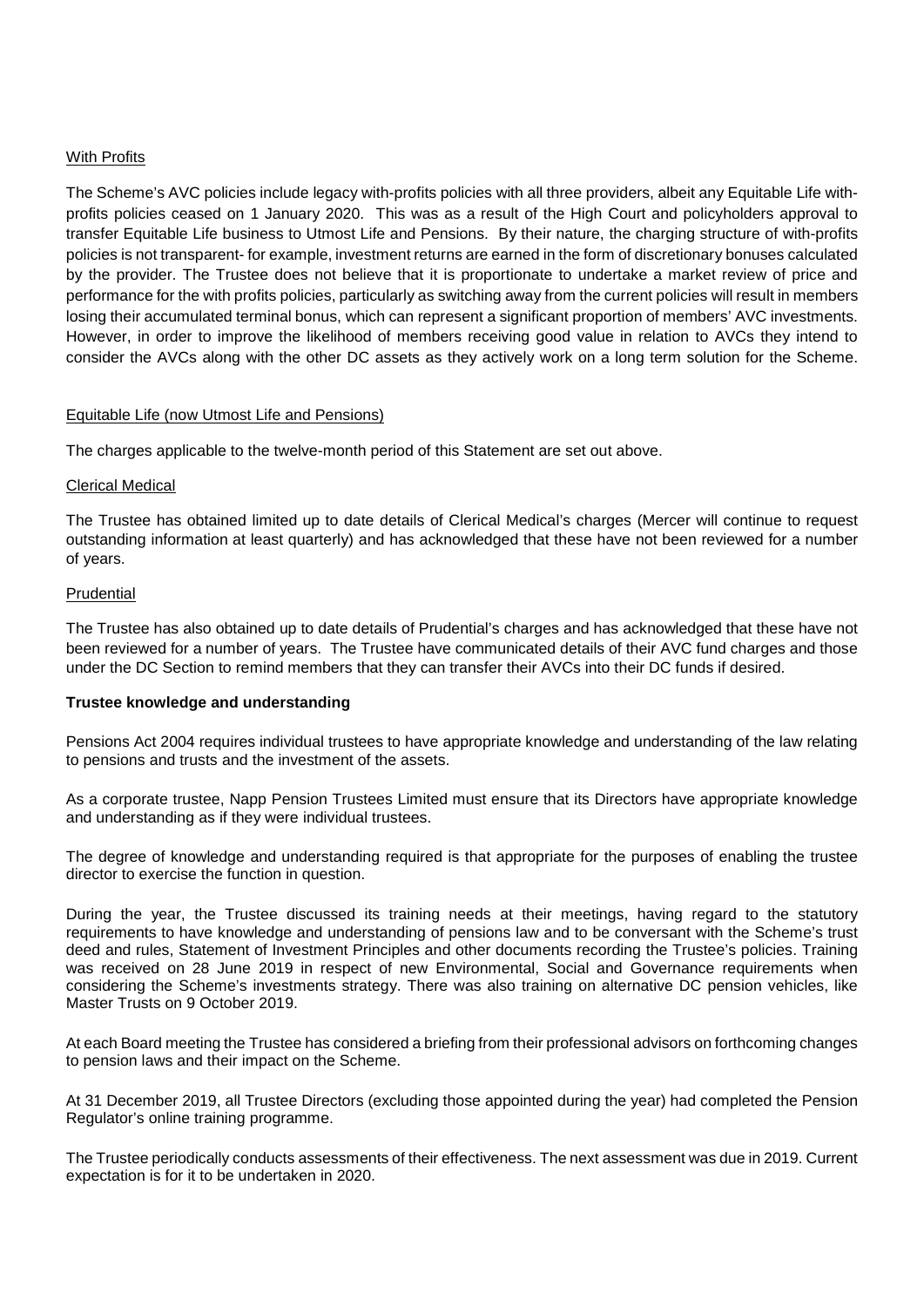With Profits

The Scheme's AVC policies include legacy with-profits policies with all three providers, albeit any Equitable Life with-profits policies ceased on 1 January 2020. This was as a result of the High Court and policyholders approval to transfer Equitable Life business to Utmost Life and Pensions. By their nature, the charging structure of with-profits policies is not transparent- for example, investment returns are earned in the form of discretionary bonuses calculated by the provider. The Trustee does not believe that it is proportionate to undertake a market review of price and performance for the with profits policies, particularly as switching away from the current policies will result in members losing their accumulated terminal bonus, which can represent a significant proportion of members' AVC investments. However, in order to improve the likelihood of members receiving good value in relation to AVCs they intend to consider the AVCs along with the other DC assets as they actively work on a long term solution for the Scheme.

Equitable Life (now Utmost Life and Pensions)

The charges applicable to the twelve-month period of this Statement are set out above.

Clerical Medical

The Trustee has obtained limited up to date details of Clerical Medical's charges (Mercer will continue to request outstanding information at least quarterly) and has acknowledged that these have not been reviewed for a number of years.

Prudential

The Trustee has also obtained up to date details of Prudential's charges and has acknowledged that these have not been reviewed for a number of years. The Trustee have communicated details of their AVC fund charges and those under the DC Section to remind members that they can transfer their AVCs into their DC funds if desired.

**Trustee knowledge and understanding**

Pensions Act 2004 requires individual trustees to have appropriate knowledge and understanding of the law relating to pensions and trusts and the investment of the assets.

As a corporate trustee, Napp Pension Trustees Limited must ensure that its Directors have appropriate knowledge and understanding as if they were individual trustees.

The degree of knowledge and understanding required is that appropriate for the purposes of enabling the trustee director to exercise the function in question.

During the year, the Trustee discussed its training needs at their meetings, having regard to the statutory requirements to have knowledge and understanding of pensions law and to be conversant with the Scheme's trust deed and rules, Statement of Investment Principles and other documents recording the Trustee's policies. Training was received on 28 June 2019 in respect of new Environmental, Social and Governance requirements when considering the Scheme's investments strategy. There was also training on alternative DC pension vehicles, like Master Trusts on 9 October 2019.

At each Board meeting the Trustee has considered a briefing from their professional advisors on forthcoming changes to pension laws and their impact on the Scheme.

At 31 December 2019, all Trustee Directors (excluding those appointed during the year) had completed the Pension Regulator's online training programme.

The Trustee periodically conducts assessments of their effectiveness. The next assessment was due in 2019. Current expectation is for it to be undertaken in 2020.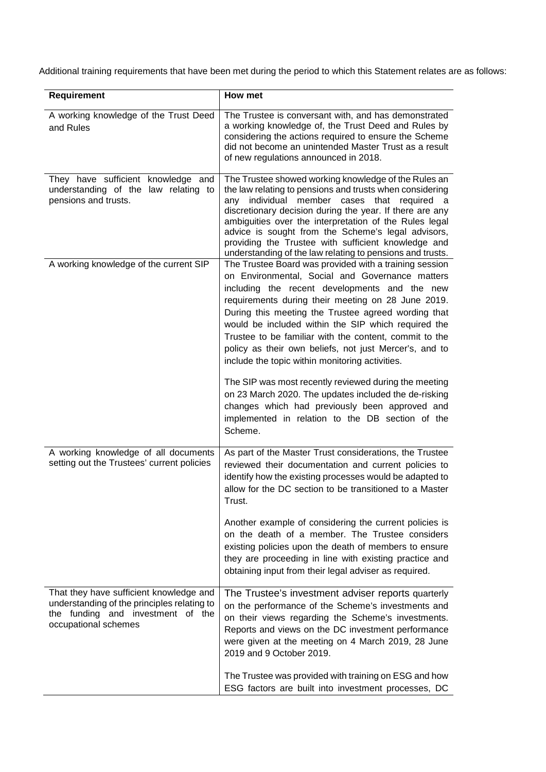Additional training requirements that have been met during the period to which this Statement relates are as follows:

| Requirement | How met |
|---|---|
| A working knowledge of the Trust Deed and Rules | The Trustee is conversant with, and has demonstrated a working knowledge of, the Trust Deed and Rules by considering the actions required to ensure the Scheme did not become an unintended Master Trust as a result of new regulations announced in 2018. |
| They have sufficient knowledge and understanding of the law relating to pensions and trusts. | The Trustee showed working knowledge of the Rules an the law relating to pensions and trusts when considering any individual member cases that required a discretionary decision during the year. If there are any ambiguities over the interpretation of the Rules legal advice is sought from the Scheme's legal advisors, providing the Trustee with sufficient knowledge and understanding of the law relating to pensions and trusts. |
| A working knowledge of the current SIP | The Trustee Board was provided with a training session on Environmental, Social and Governance matters including the recent developments and the new requirements during their meeting on 28 June 2019. During this meeting the Trustee agreed wording that would be included within the SIP which required the Trustee to be familiar with the content, commit to the policy as their own beliefs, not just Mercer's, and to include the topic within monitoring activities.<br><br>The SIP was most recently reviewed during the meeting on 23 March 2020. The updates included the de-risking changes which had previously been approved and implemented in relation to the DB section of the Scheme. |
| A working knowledge of all documents setting out the Trustees' current policies | As part of the Master Trust considerations, the Trustee reviewed their documentation and current policies to identify how the existing processes would be adapted to allow for the DC section to be transitioned to a Master Trust.<br><br>Another example of considering the current policies is on the death of a member. The Trustee considers existing policies upon the death of members to ensure they are proceeding in line with existing practice and obtaining input from their legal adviser as required. |
| That they have sufficient knowledge and understanding of the principles relating to the funding and investment of the occupational schemes | The Trustee's investment adviser reports quarterly on the performance of the Scheme's investments and on their views regarding the Scheme's investments. Reports and views on the DC investment performance were given at the meeting on 4 March 2019, 28 June 2019 and 9 October 2019.<br><br>The Trustee was provided with training on ESG and how ESG factors are built into investment processes, DC |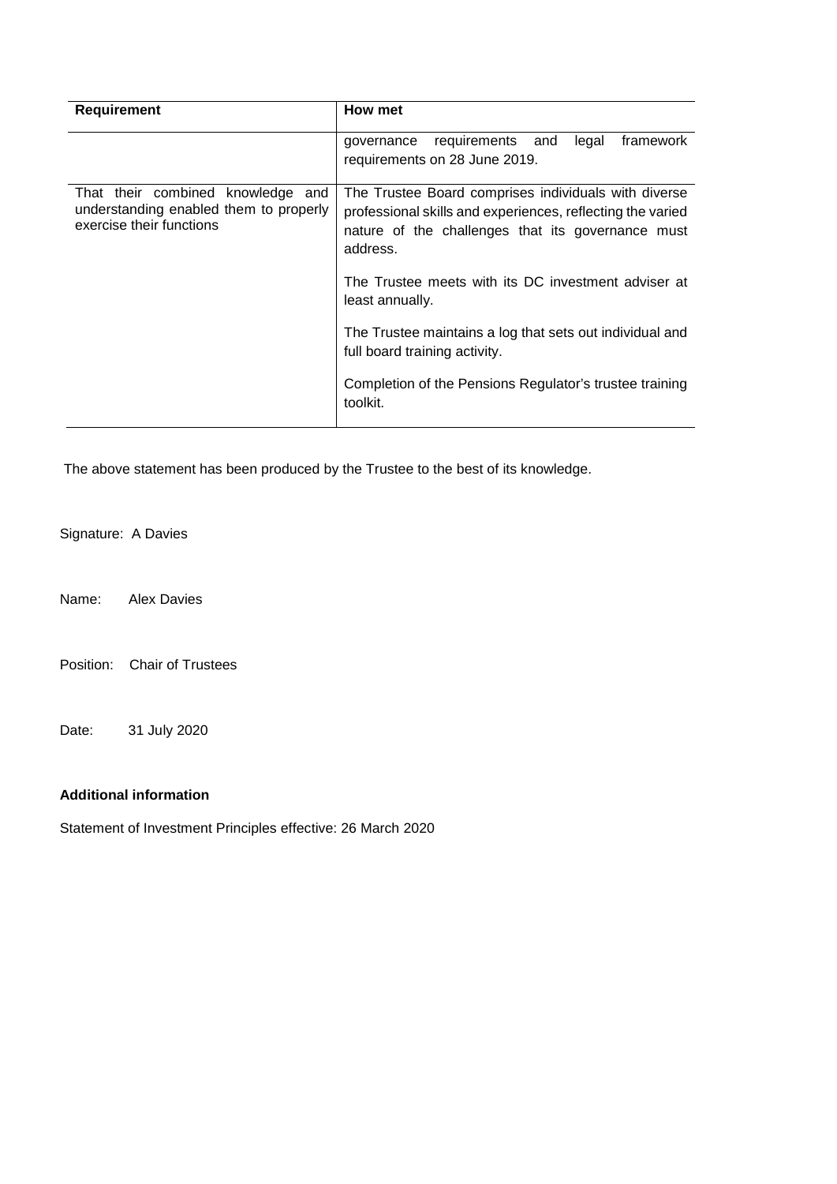| Requirement | How met |
| --- | --- |
| | governance requirements and legal framework requirements on 28 June 2019. |
| That their combined knowledge and understanding enabled them to properly exercise their functions | The Trustee Board comprises individuals with diverse professional skills and experiences, reflecting the varied nature of the challenges that its governance must address.<br><br>The Trustee meets with its DC investment adviser at least annually.<br><br>The Trustee maintains a log that sets out individual and full board training activity.<br><br>Completion of the Pensions Regulator's trustee training toolkit. |

The above statement has been produced by the Trustee to the best of its knowledge.

Signature: A Davies

Name: Alex Davies

Position: Chair of Trustees

Date: 31 July 2020

**Additional information**

Statement of Investment Principles effective: 26 March 2020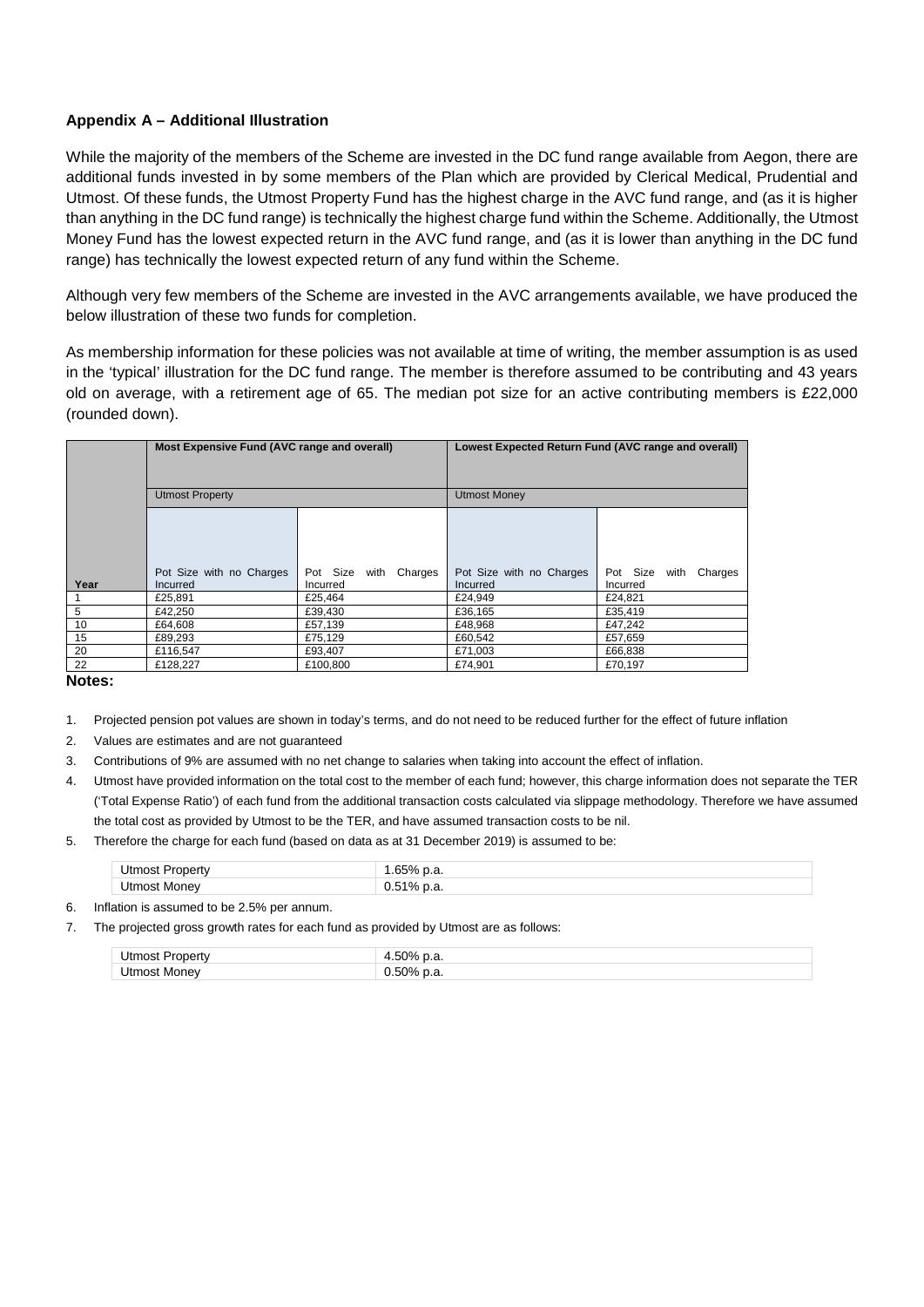### Appendix A – Additional Illustration

While the majority of the members of the Scheme are invested in the DC fund range available from Aegon, there are additional funds invested in by some members of the Plan which are provided by Clerical Medical, Prudential and Utmost. Of these funds, the Utmost Property Fund has the highest charge in the AVC fund range, and (as it is higher than anything in the DC fund range) is technically the highest charge fund within the Scheme. Additionally, the Utmost Money Fund has the lowest expected return in the AVC fund range, and (as it is lower than anything in the DC fund range) has technically the lowest expected return of any fund within the Scheme.

Although very few members of the Scheme are invested in the AVC arrangements available, we have produced the below illustration of these two funds for completion.

As membership information for these policies was not available at time of writing, the member assumption is as used in the 'typical' illustration for the DC fund range. The member is therefore assumed to be contributing and 43 years old on average, with a retirement age of 65. The median pot size for an active contributing members is £22,000 (rounded down).

| | Most Expensive Fund (AVC range and overall) | | Lowest Expected Return Fund (AVC range and overall) | |
|---|---|---|---|---|
| | Utmost Property | | Utmost Money | |
| Year | Pot Size with no Charges Incurred | Pot Size with Charges Incurred | Pot Size with no Charges Incurred | Pot Size with Charges Incurred |
| 1 | £25,891 | £25,464 | £24,949 | £24,821 |
| 5 | £42,250 | £39,430 | £36,165 | £35,419 |
| 10 | £64,608 | £57,139 | £48,968 | £47,242 |
| 15 | £89,293 | £75,129 | £60,542 | £57,659 |
| 20 | £116,547 | £93,407 | £71,003 | £66,838 |
| 22 | £128,227 | £100,800 | £74,901 | £70,197 |

**Notes:**

1. Projected pension pot values are shown in today's terms, and do not need to be reduced further for the effect of future inflation
2. Values are estimates and are not guaranteed
3. Contributions of 9% are assumed with no net change to salaries when taking into account the effect of inflation.
4. Utmost have provided information on the total cost to the member of each fund; however, this charge information does not separate the TER ('Total Expense Ratio') of each fund from the additional transaction costs calculated via slippage methodology. Therefore we have assumed the total cost as provided by Utmost to be the TER, and have assumed transaction costs to be nil.
5. Therefore the charge for each fund (based on data as at 31 December 2019) is assumed to be:

| | |
|---|---|
| Utmost Property | 1.65% p.a. |
| Utmost Money | 0.51% p.a. |

6. Inflation is assumed to be 2.5% per annum.
7. The projected gross growth rates for each fund as provided by Utmost are as follows:

| | |
|---|---|
| Utmost Property | 4.50% p.a. |
| Utmost Money | 0.50% p.a. |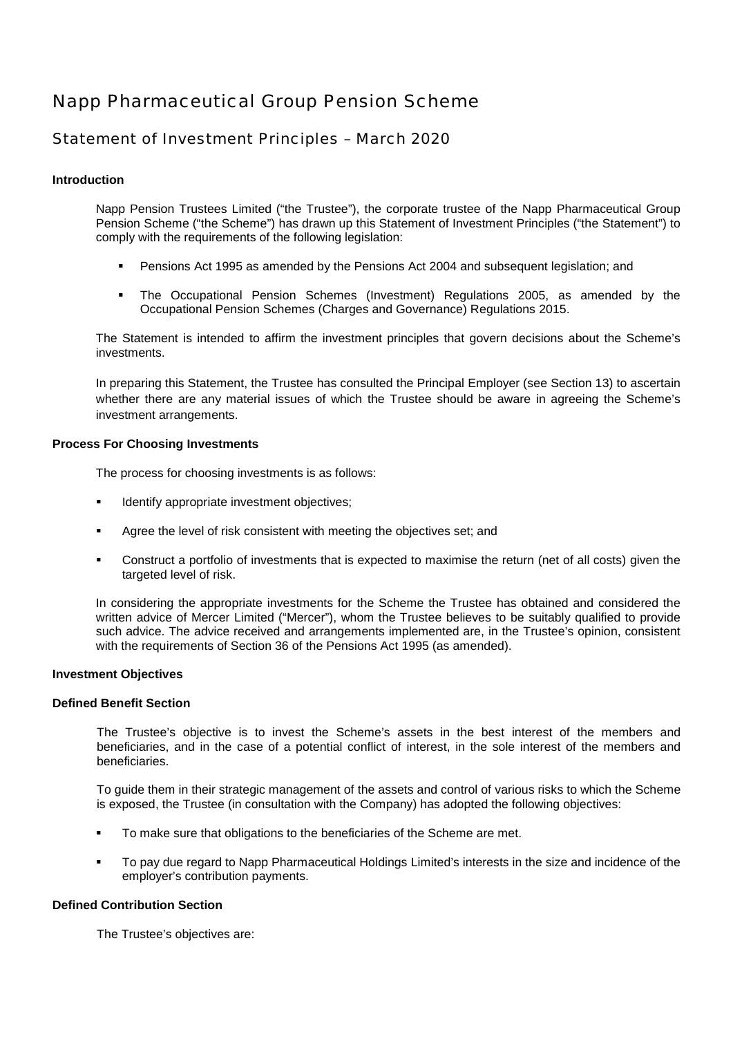# Napp Pharmaceutical Group Pension Scheme

## Statement of Investment Principles – March 2020

**Introduction**

Napp Pension Trustees Limited ("the Trustee"), the corporate trustee of the Napp Pharmaceutical Group Pension Scheme ("the Scheme") has drawn up this Statement of Investment Principles ("the Statement") to comply with the requirements of the following legislation:

- Pensions Act 1995 as amended by the Pensions Act 2004 and subsequent legislation; and
- The Occupational Pension Schemes (Investment) Regulations 2005, as amended by the Occupational Pension Schemes (Charges and Governance) Regulations 2015.

The Statement is intended to affirm the investment principles that govern decisions about the Scheme's investments.

In preparing this Statement, the Trustee has consulted the Principal Employer (see Section 13) to ascertain whether there are any material issues of which the Trustee should be aware in agreeing the Scheme's investment arrangements.

**Process For Choosing Investments**

The process for choosing investments is as follows:

- Identify appropriate investment objectives;
- Agree the level of risk consistent with meeting the objectives set; and
- Construct a portfolio of investments that is expected to maximise the return (net of all costs) given the targeted level of risk.

In considering the appropriate investments for the Scheme the Trustee has obtained and considered the written advice of Mercer Limited ("Mercer"), whom the Trustee believes to be suitably qualified to provide such advice. The advice received and arrangements implemented are, in the Trustee's opinion, consistent with the requirements of Section 36 of the Pensions Act 1995 (as amended).

**Investment Objectives**

**Defined Benefit Section**

The Trustee's objective is to invest the Scheme's assets in the best interest of the members and beneficiaries, and in the case of a potential conflict of interest, in the sole interest of the members and beneficiaries.

To guide them in their strategic management of the assets and control of various risks to which the Scheme is exposed, the Trustee (in consultation with the Company) has adopted the following objectives:

- To make sure that obligations to the beneficiaries of the Scheme are met.
- To pay due regard to Napp Pharmaceutical Holdings Limited's interests in the size and incidence of the employer's contribution payments.

**Defined Contribution Section**

The Trustee's objectives are: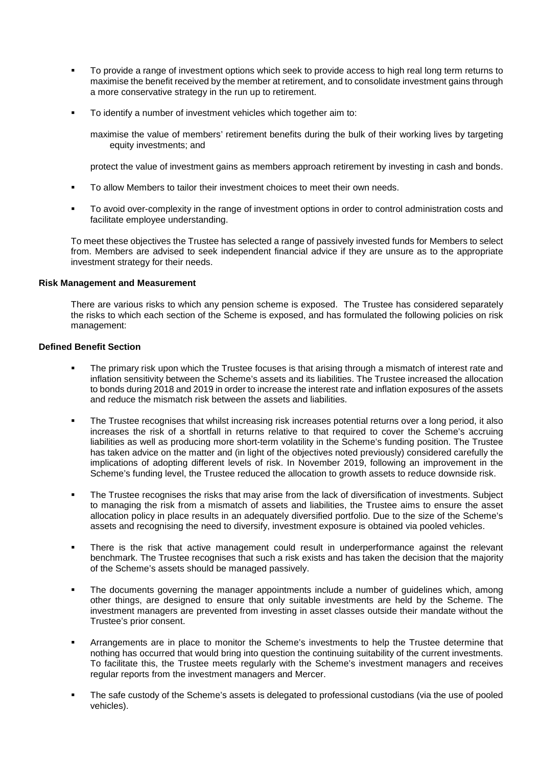- To provide a range of investment options which seek to provide access to high real long term returns to maximise the benefit received by the member at retirement, and to consolidate investment gains through a more conservative strategy in the run up to retirement.
- To identify a number of investment vehicles which together aim to:

  maximise the value of members' retirement benefits during the bulk of their working lives by targeting equity investments; and

  protect the value of investment gains as members approach retirement by investing in cash and bonds.
- To allow Members to tailor their investment choices to meet their own needs.
- To avoid over-complexity in the range of investment options in order to control administration costs and facilitate employee understanding.

To meet these objectives the Trustee has selected a range of passively invested funds for Members to select from. Members are advised to seek independent financial advice if they are unsure as to the appropriate investment strategy for their needs.

**Risk Management and Measurement**

There are various risks to which any pension scheme is exposed. The Trustee has considered separately the risks to which each section of the Scheme is exposed, and has formulated the following policies on risk management:

**Defined Benefit Section**

- The primary risk upon which the Trustee focuses is that arising through a mismatch of interest rate and inflation sensitivity between the Scheme's assets and its liabilities. The Trustee increased the allocation to bonds during 2018 and 2019 in order to increase the interest rate and inflation exposures of the assets and reduce the mismatch risk between the assets and liabilities.
- The Trustee recognises that whilst increasing risk increases potential returns over a long period, it also increases the risk of a shortfall in returns relative to that required to cover the Scheme's accruing liabilities as well as producing more short-term volatility in the Scheme's funding position. The Trustee has taken advice on the matter and (in light of the objectives noted previously) considered carefully the implications of adopting different levels of risk. In November 2019, following an improvement in the Scheme's funding level, the Trustee reduced the allocation to growth assets to reduce downside risk.
- The Trustee recognises the risks that may arise from the lack of diversification of investments. Subject to managing the risk from a mismatch of assets and liabilities, the Trustee aims to ensure the asset allocation policy in place results in an adequately diversified portfolio. Due to the size of the Scheme's assets and recognising the need to diversify, investment exposure is obtained via pooled vehicles.
- There is the risk that active management could result in underperformance against the relevant benchmark. The Trustee recognises that such a risk exists and has taken the decision that the majority of the Scheme's assets should be managed passively.
- The documents governing the manager appointments include a number of guidelines which, among other things, are designed to ensure that only suitable investments are held by the Scheme. The investment managers are prevented from investing in asset classes outside their mandate without the Trustee's prior consent.
- Arrangements are in place to monitor the Scheme's investments to help the Trustee determine that nothing has occurred that would bring into question the continuing suitability of the current investments. To facilitate this, the Trustee meets regularly with the Scheme's investment managers and receives regular reports from the investment managers and Mercer.
- The safe custody of the Scheme's assets is delegated to professional custodians (via the use of pooled vehicles).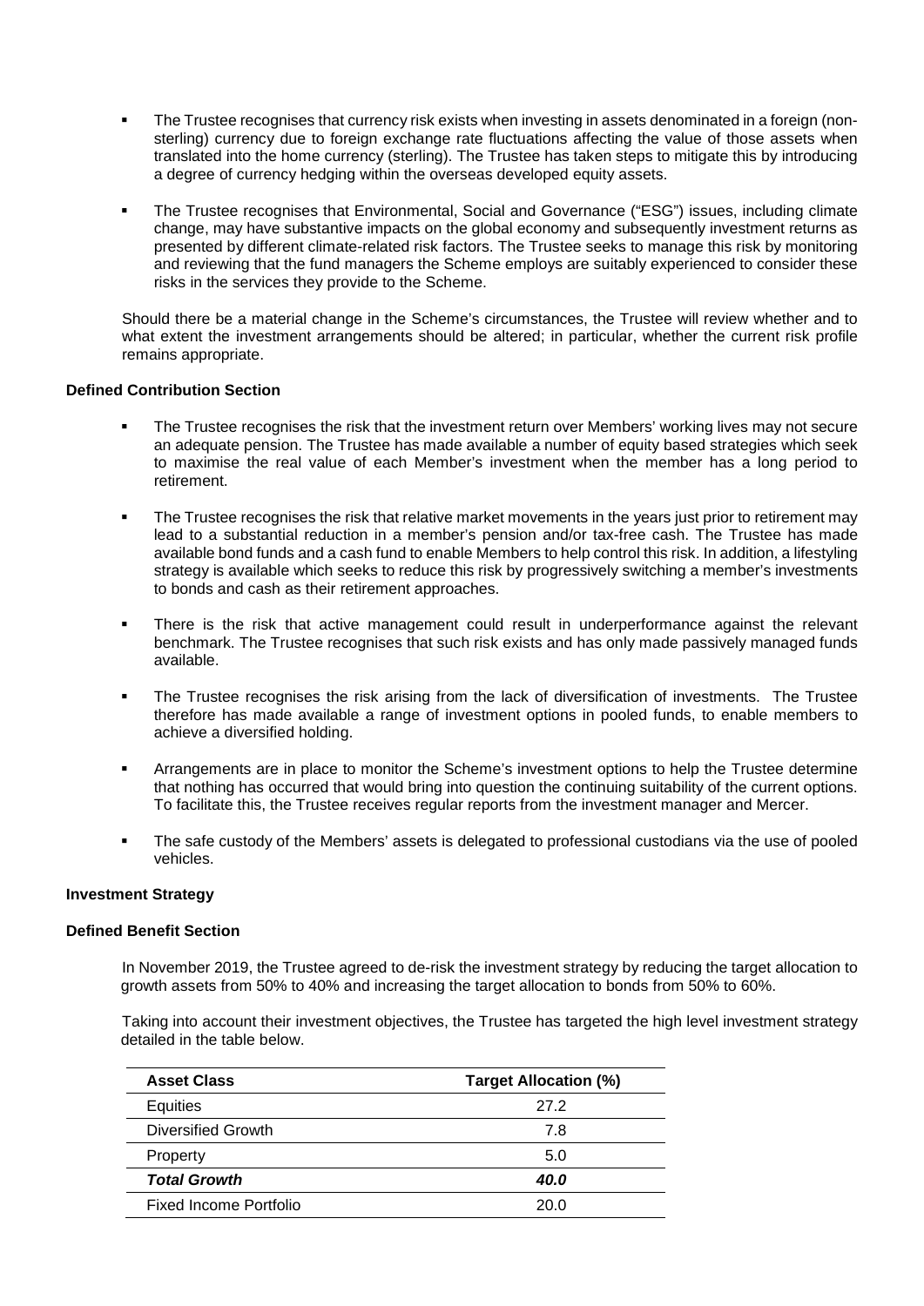- The Trustee recognises that currency risk exists when investing in assets denominated in a foreign (non-sterling) currency due to foreign exchange rate fluctuations affecting the value of those assets when translated into the home currency (sterling). The Trustee has taken steps to mitigate this by introducing a degree of currency hedging within the overseas developed equity assets.
- The Trustee recognises that Environmental, Social and Governance ("ESG") issues, including climate change, may have substantive impacts on the global economy and subsequently investment returns as presented by different climate-related risk factors. The Trustee seeks to manage this risk by monitoring and reviewing that the fund managers the Scheme employs are suitably experienced to consider these risks in the services they provide to the Scheme.

Should there be a material change in the Scheme's circumstances, the Trustee will review whether and to what extent the investment arrangements should be altered; in particular, whether the current risk profile remains appropriate.

**Defined Contribution Section**

- The Trustee recognises the risk that the investment return over Members' working lives may not secure an adequate pension. The Trustee has made available a number of equity based strategies which seek to maximise the real value of each Member's investment when the member has a long period to retirement.
- The Trustee recognises the risk that relative market movements in the years just prior to retirement may lead to a substantial reduction in a member's pension and/or tax-free cash. The Trustee has made available bond funds and a cash fund to enable Members to help control this risk. In addition, a lifestyling strategy is available which seeks to reduce this risk by progressively switching a member's investments to bonds and cash as their retirement approaches.
- There is the risk that active management could result in underperformance against the relevant benchmark. The Trustee recognises that such risk exists and has only made passively managed funds available.
- The Trustee recognises the risk arising from the lack of diversification of investments. The Trustee therefore has made available a range of investment options in pooled funds, to enable members to achieve a diversified holding.
- Arrangements are in place to monitor the Scheme's investment options to help the Trustee determine that nothing has occurred that would bring into question the continuing suitability of the current options. To facilitate this, the Trustee receives regular reports from the investment manager and Mercer.
- The safe custody of the Members' assets is delegated to professional custodians via the use of pooled vehicles.

**Investment Strategy**

**Defined Benefit Section**

In November 2019, the Trustee agreed to de-risk the investment strategy by reducing the target allocation to growth assets from 50% to 40% and increasing the target allocation to bonds from 50% to 60%.

Taking into account their investment objectives, the Trustee has targeted the high level investment strategy detailed in the table below.

| Asset Class | Target Allocation (%) |
|---|---|
| Equities | 27.2 |
| Diversified Growth | 7.8 |
| Property | 5.0 |
| ***Total Growth*** | ***40.0*** |
| Fixed Income Portfolio | 20.0 |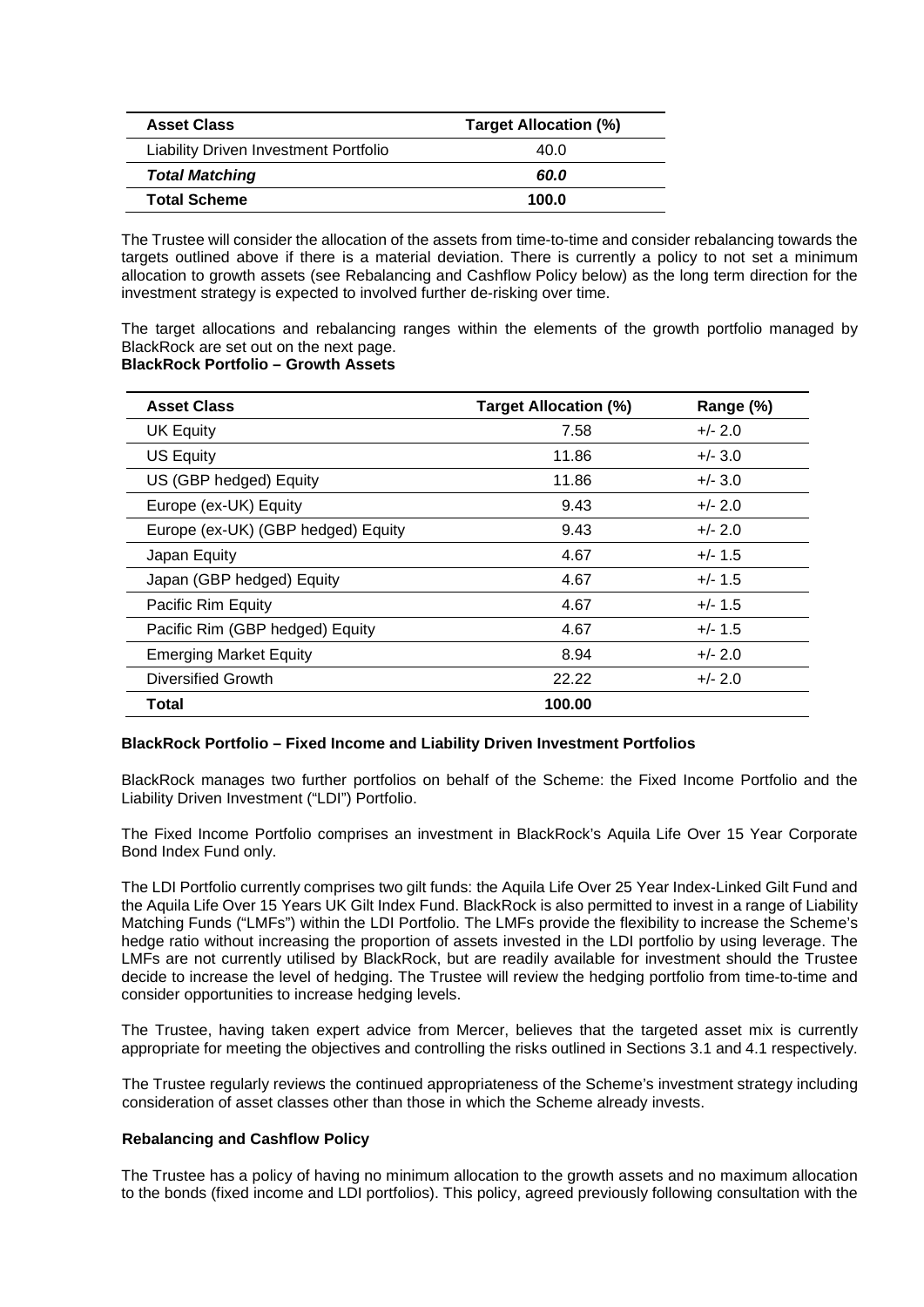| Asset Class | Target Allocation (%) |
|---|---|
| Liability Driven Investment Portfolio | 40.0 |
| ***Total Matching*** | ***60.0*** |
| **Total Scheme** | **100.0** |

The Trustee will consider the allocation of the assets from time-to-time and consider rebalancing towards the targets outlined above if there is a material deviation. There is currently a policy to not set a minimum allocation to growth assets (see Rebalancing and Cashflow Policy below) as the long term direction for the investment strategy is expected to involved further de-risking over time.

The target allocations and rebalancing ranges within the elements of the growth portfolio managed by BlackRock are set out on the next page.

**BlackRock Portfolio – Growth Assets**

| Asset Class | Target Allocation (%) | Range (%) |
|---|---|---|
| UK Equity | 7.58 | +/- 2.0 |
| US Equity | 11.86 | +/- 3.0 |
| US (GBP hedged) Equity | 11.86 | +/- 3.0 |
| Europe (ex-UK) Equity | 9.43 | +/- 2.0 |
| Europe (ex-UK) (GBP hedged) Equity | 9.43 | +/- 2.0 |
| Japan Equity | 4.67 | +/- 1.5 |
| Japan (GBP hedged) Equity | 4.67 | +/- 1.5 |
| Pacific Rim Equity | 4.67 | +/- 1.5 |
| Pacific Rim (GBP hedged) Equity | 4.67 | +/- 1.5 |
| Emerging Market Equity | 8.94 | +/- 2.0 |
| Diversified Growth | 22.22 | +/- 2.0 |
| **Total** | **100.00** | |

**BlackRock Portfolio – Fixed Income and Liability Driven Investment Portfolios**

BlackRock manages two further portfolios on behalf of the Scheme: the Fixed Income Portfolio and the Liability Driven Investment ("LDI") Portfolio.

The Fixed Income Portfolio comprises an investment in BlackRock's Aquila Life Over 15 Year Corporate Bond Index Fund only.

The LDI Portfolio currently comprises two gilt funds: the Aquila Life Over 25 Year Index-Linked Gilt Fund and the Aquila Life Over 15 Years UK Gilt Index Fund. BlackRock is also permitted to invest in a range of Liability Matching Funds ("LMFs") within the LDI Portfolio. The LMFs provide the flexibility to increase the Scheme's hedge ratio without increasing the proportion of assets invested in the LDI portfolio by using leverage. The LMFs are not currently utilised by BlackRock, but are readily available for investment should the Trustee decide to increase the level of hedging. The Trustee will review the hedging portfolio from time-to-time and consider opportunities to increase hedging levels.

The Trustee, having taken expert advice from Mercer, believes that the targeted asset mix is currently appropriate for meeting the objectives and controlling the risks outlined in Sections 3.1 and 4.1 respectively.

The Trustee regularly reviews the continued appropriateness of the Scheme's investment strategy including consideration of asset classes other than those in which the Scheme already invests.

**Rebalancing and Cashflow Policy**

The Trustee has a policy of having no minimum allocation to the growth assets and no maximum allocation to the bonds (fixed income and LDI portfolios). This policy, agreed previously following consultation with the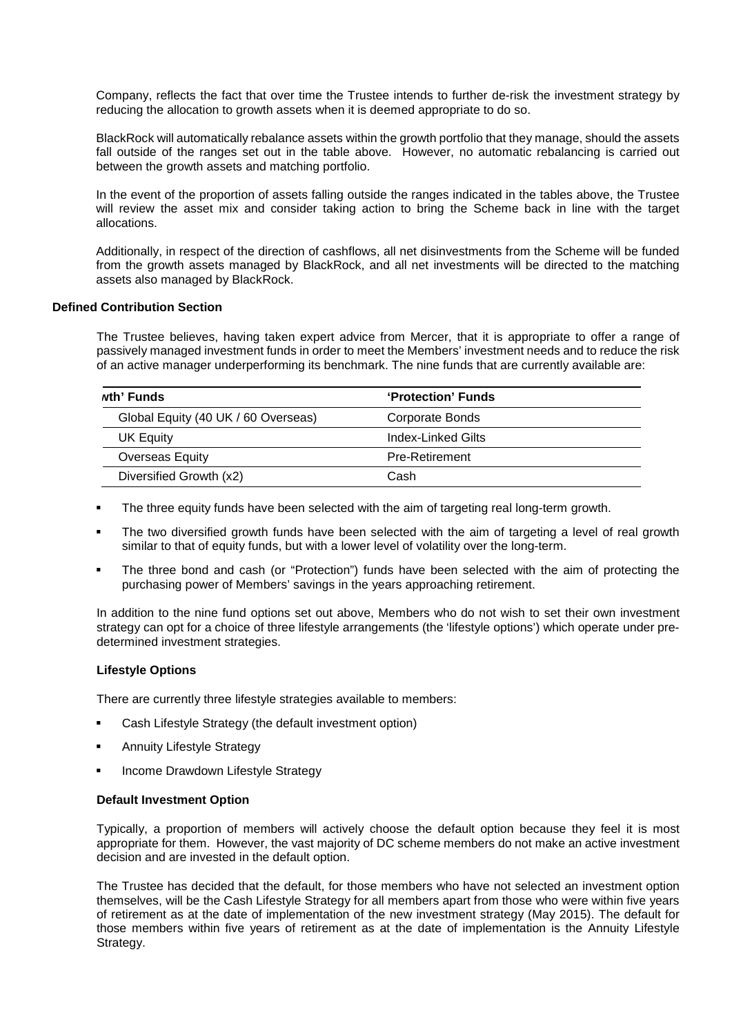Company, reflects the fact that over time the Trustee intends to further de-risk the investment strategy by reducing the allocation to growth assets when it is deemed appropriate to do so.

BlackRock will automatically rebalance assets within the growth portfolio that they manage, should the assets fall outside of the ranges set out in the table above. However, no automatic rebalancing is carried out between the growth assets and matching portfolio.

In the event of the proportion of assets falling outside the ranges indicated in the tables above, the Trustee will review the asset mix and consider taking action to bring the Scheme back in line with the target allocations.

Additionally, in respect of the direction of cashflows, all net disinvestments from the Scheme will be funded from the growth assets managed by BlackRock, and all net investments will be directed to the matching assets also managed by BlackRock.

### Defined Contribution Section

The Trustee believes, having taken expert advice from Mercer, that it is appropriate to offer a range of passively managed investment funds in order to meet the Members' investment needs and to reduce the risk of an active manager underperforming its benchmark. The nine funds that are currently available are:

| wth' Funds | 'Protection' Funds |
|---|---|
| Global Equity (40 UK / 60 Overseas) | Corporate Bonds |
| UK Equity | Index-Linked Gilts |
| Overseas Equity | Pre-Retirement |
| Diversified Growth (x2) | Cash |

- The three equity funds have been selected with the aim of targeting real long-term growth.
- The two diversified growth funds have been selected with the aim of targeting a level of real growth similar to that of equity funds, but with a lower level of volatility over the long-term.
- The three bond and cash (or "Protection") funds have been selected with the aim of protecting the purchasing power of Members' savings in the years approaching retirement.

In addition to the nine fund options set out above, Members who do not wish to set their own investment strategy can opt for a choice of three lifestyle arrangements (the 'lifestyle options') which operate under pre-determined investment strategies.

#### Lifestyle Options

There are currently three lifestyle strategies available to members:

- Cash Lifestyle Strategy (the default investment option)
- Annuity Lifestyle Strategy
- Income Drawdown Lifestyle Strategy

#### Default Investment Option

Typically, a proportion of members will actively choose the default option because they feel it is most appropriate for them. However, the vast majority of DC scheme members do not make an active investment decision and are invested in the default option.

The Trustee has decided that the default, for those members who have not selected an investment option themselves, will be the Cash Lifestyle Strategy for all members apart from those who were within five years of retirement as at the date of implementation of the new investment strategy (May 2015). The default for those members within five years of retirement as at the date of implementation is the Annuity Lifestyle Strategy.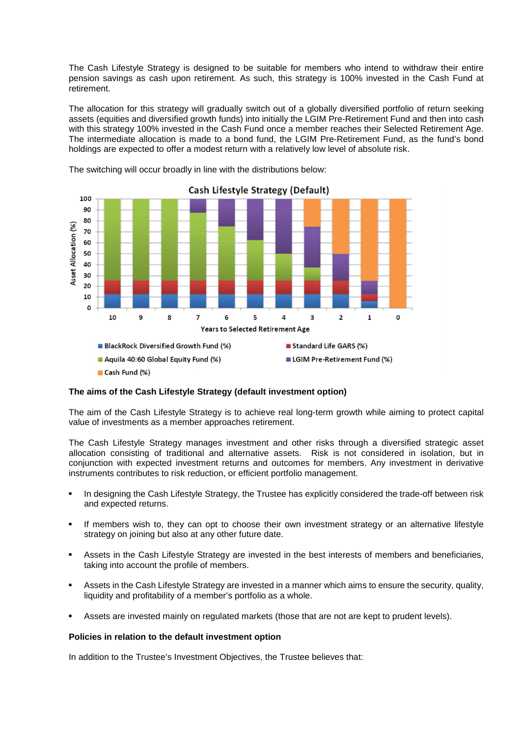The Cash Lifestyle Strategy is designed to be suitable for members who intend to withdraw their entire pension savings as cash upon retirement. As such, this strategy is 100% invested in the Cash Fund at retirement.

The allocation for this strategy will gradually switch out of a globally diversified portfolio of return seeking assets (equities and diversified growth funds) into initially the LGIM Pre-Retirement Fund and then into cash with this strategy 100% invested in the Cash Fund once a member reaches their Selected Retirement Age. The intermediate allocation is made to a bond fund, the LGIM Pre-Retirement Fund, as the fund's bond holdings are expected to offer a modest return with a relatively low level of absolute risk.

The switching will occur broadly in line with the distributions below:

**Cash Lifestyle Strategy (Default)**

**The aims of the Cash Lifestyle Strategy (default investment option)**

The aim of the Cash Lifestyle Strategy is to achieve real long-term growth while aiming to protect capital value of investments as a member approaches retirement.

The Cash Lifestyle Strategy manages investment and other risks through a diversified strategic asset allocation consisting of traditional and alternative assets. Risk is not considered in isolation, but in conjunction with expected investment returns and outcomes for members. Any investment in derivative instruments contributes to risk reduction, or efficient portfolio management.

- In designing the Cash Lifestyle Strategy, the Trustee has explicitly considered the trade-off between risk and expected returns.
- If members wish to, they can opt to choose their own investment strategy or an alternative lifestyle strategy on joining but also at any other future date.
- Assets in the Cash Lifestyle Strategy are invested in the best interests of members and beneficiaries, taking into account the profile of members.
- Assets in the Cash Lifestyle Strategy are invested in a manner which aims to ensure the security, quality, liquidity and profitability of a member's portfolio as a whole.
- Assets are invested mainly on regulated markets (those that are not are kept to prudent levels).

**Policies in relation to the default investment option**

In addition to the Trustee's Investment Objectives, the Trustee believes that: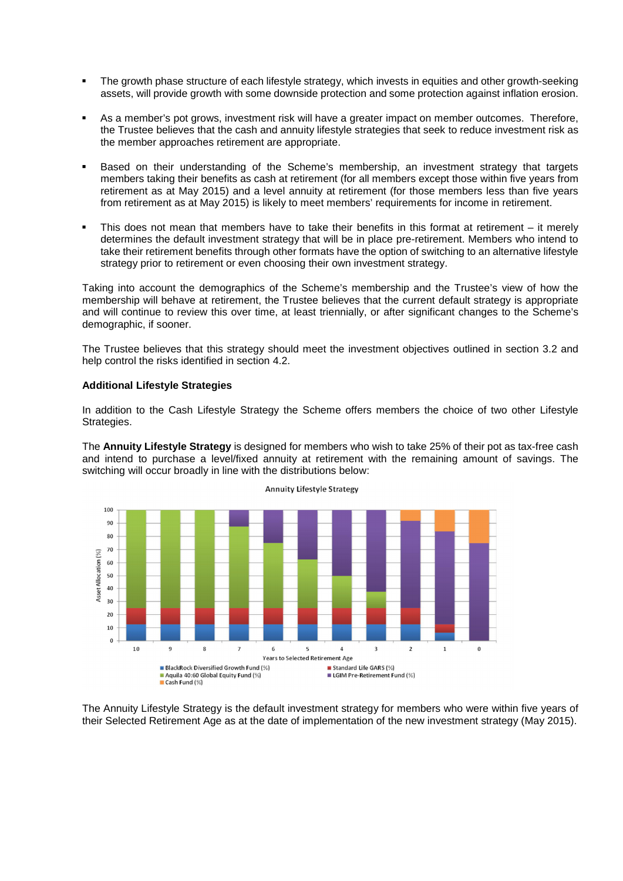- The growth phase structure of each lifestyle strategy, which invests in equities and other growth-seeking assets, will provide growth with some downside protection and some protection against inflation erosion.

- As a member's pot grows, investment risk will have a greater impact on member outcomes. Therefore, the Trustee believes that the cash and annuity lifestyle strategies that seek to reduce investment risk as the member approaches retirement are appropriate.

- Based on their understanding of the Scheme's membership, an investment strategy that targets members taking their benefits as cash at retirement (for all members except those within five years from retirement as at May 2015) and a level annuity at retirement (for those members less than five years from retirement as at May 2015) is likely to meet members' requirements for income in retirement.

- This does not mean that members have to take their benefits in this format at retirement – it merely determines the default investment strategy that will be in place pre-retirement. Members who intend to take their retirement benefits through other formats have the option of switching to an alternative lifestyle strategy prior to retirement or even choosing their own investment strategy.

Taking into account the demographics of the Scheme's membership and the Trustee's view of how the membership will behave at retirement, the Trustee believes that the current default strategy is appropriate and will continue to review this over time, at least triennially, or after significant changes to the Scheme's demographic, if sooner.

The Trustee believes that this strategy should meet the investment objectives outlined in section 3.2 and help control the risks identified in section 4.2.

**Additional Lifestyle Strategies**

In addition to the Cash Lifestyle Strategy the Scheme offers members the choice of two other Lifestyle Strategies.

The **Annuity Lifestyle Strategy** is designed for members who wish to take 25% of their pot as tax-free cash and intend to purchase a level/fixed annuity at retirement with the remaining amount of savings. The switching will occur broadly in line with the distributions below:

Annuity Lifestyle Strategy

| Years to Selected Retirement Age | BlackRock Diversified Growth Fund (%) | Standard Life GARS (%) | Aquila 40:60 Global Equity Fund (%) | LGIM Pre-Retirement Fund (%) | Cash Fund (%) |
|---|---|---|---|---|---|
| 10 | 12.5 | 12.5 | 75 | 0 | 0 |
| 9 | 12.5 | 12.5 | 75 | 0 | 0 |
| 8 | 12.5 | 12.5 | 75 | 0 | 0 |
| 7 | 12.5 | 12.5 | 62.5 | 12.5 | 0 |
| 6 | 12.5 | 12.5 | 50 | 25 | 0 |
| 5 | 12.5 | 12.5 | 37.5 | 37.5 | 0 |
| 4 | 12.5 | 12.5 | 25 | 50 | 0 |
| 3 | 12.5 | 12.5 | 12.5 | 62.5 | 0 |
| 2 | 12.5 | 12.5 | 0 | 66.7 | 8.3 |
| 1 | 6.25 | 6.25 | 0 | 70.8 | 16.7 |
| 0 | 0 | 0 | 0 | 75 | 25 |

The Annuity Lifestyle Strategy is the default investment strategy for members who were within five years of their Selected Retirement Age as at the date of implementation of the new investment strategy (May 2015).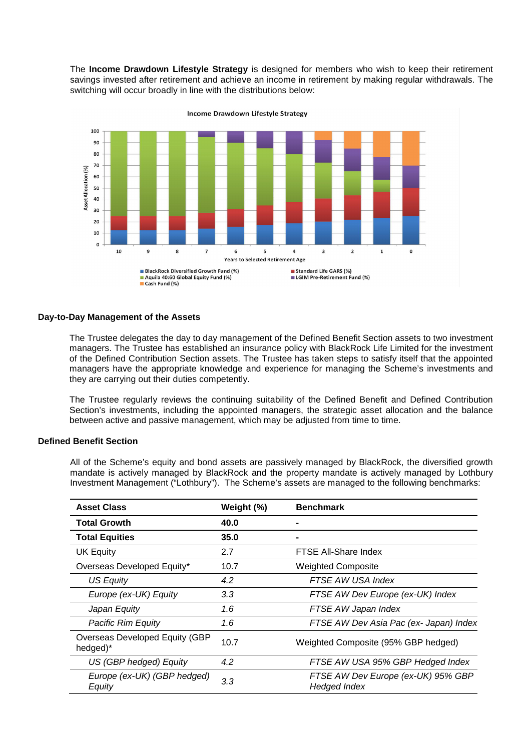The **Income Drawdown Lifestyle Strategy** is designed for members who wish to keep their retirement savings invested after retirement and achieve an income in retirement by making regular withdrawals. The switching will occur broadly in line with the distributions below:

### Day-to-Day Management of the Assets

The Trustee delegates the day to day management of the Defined Benefit Section assets to two investment managers. The Trustee has established an insurance policy with BlackRock Life Limited for the investment of the Defined Contribution Section assets. The Trustee has taken steps to satisfy itself that the appointed managers have the appropriate knowledge and experience for managing the Scheme's investments and they are carrying out their duties competently.

The Trustee regularly reviews the continuing suitability of the Defined Benefit and Defined Contribution Section's investments, including the appointed managers, the strategic asset allocation and the balance between active and passive management, which may be adjusted from time to time.

### Defined Benefit Section

All of the Scheme's equity and bond assets are passively managed by BlackRock, the diversified growth mandate is actively managed by BlackRock and the property mandate is actively managed by Lothbury Investment Management ("Lothbury"). The Scheme's assets are managed to the following benchmarks:

| Asset Class | Weight (%) | Benchmark |
|---|---|---|
| **Total Growth** | **40.0** | **-** |
| **Total Equities** | **35.0** | **-** |
| UK Equity | 2.7 | FTSE All-Share Index |
| Overseas Developed Equity* | 10.7 | Weighted Composite |
| *US Equity* | *4.2* | *FTSE AW USA Index* |
| *Europe (ex-UK) Equity* | *3.3* | *FTSE AW Dev Europe (ex-UK) Index* |
| *Japan Equity* | *1.6* | *FTSE AW Japan Index* |
| *Pacific Rim Equity* | *1.6* | *FTSE AW Dev Asia Pac (ex- Japan) Index* |
| Overseas Developed Equity (GBP hedged)* | 10.7 | Weighted Composite (95% GBP hedged) |
| *US (GBP hedged) Equity* | *4.2* | *FTSE AW USA 95% GBP Hedged Index* |
| *Europe (ex-UK) (GBP hedged) Equity* | *3.3* | *FTSE AW Dev Europe (ex-UK) 95% GBP Hedged Index* |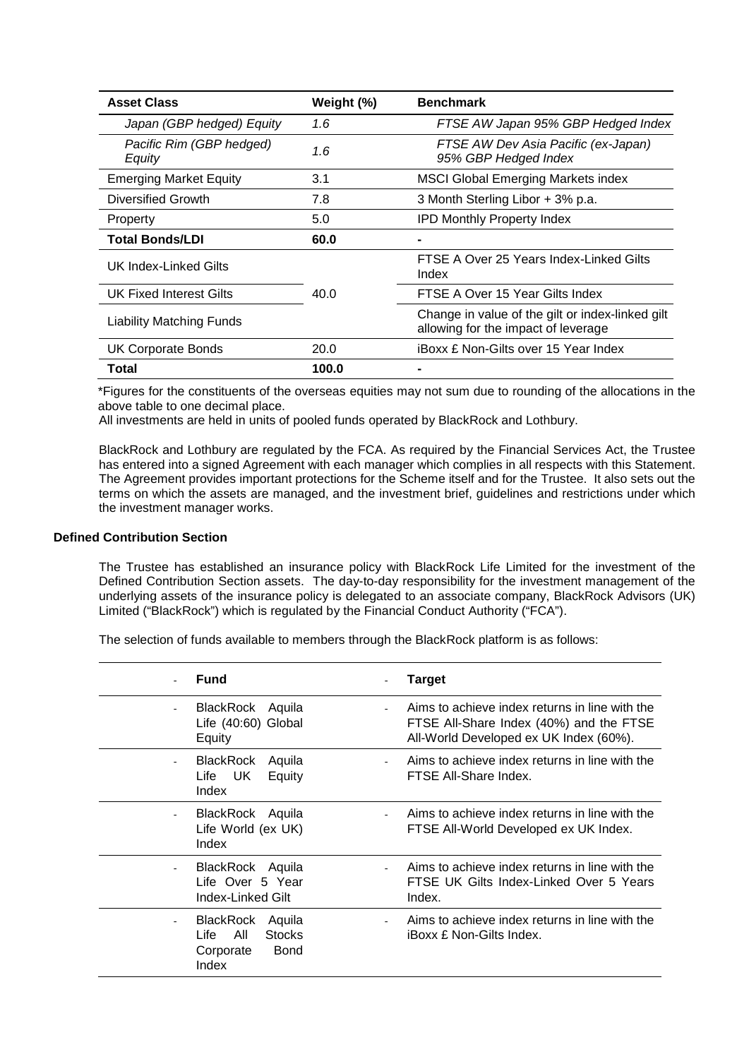| Asset Class | Weight (%) | Benchmark |
|---|---|---|
| *Japan (GBP hedged) Equity* | *1.6* | *FTSE AW Japan 95% GBP Hedged Index* |
| *Pacific Rim (GBP hedged) Equity* | *1.6* | *FTSE AW Dev Asia Pacific (ex-Japan) 95% GBP Hedged Index* |
| Emerging Market Equity | 3.1 | MSCI Global Emerging Markets index |
| Diversified Growth | 7.8 | 3 Month Sterling Libor + 3% p.a. |
| Property | 5.0 | IPD Monthly Property Index |
| **Total Bonds/LDI** | **60.0** | **-** |
| UK Index-Linked Gilts | 40.0 | FTSE A Over 25 Years Index-Linked Gilts Index |
| UK Fixed Interest Gilts | | FTSE A Over 15 Year Gilts Index |
| Liability Matching Funds | | Change in value of the gilt or index-linked gilt allowing for the impact of leverage |
| UK Corporate Bonds | 20.0 | iBoxx £ Non-Gilts over 15 Year Index |
| **Total** | **100.0** | **-** |

*Figures for the constituents of the overseas equities may not sum due to rounding of the allocations in the above table to one decimal place.
All investments are held in units of pooled funds operated by BlackRock and Lothbury.

BlackRock and Lothbury are regulated by the FCA. As required by the Financial Services Act, the Trustee has entered into a signed Agreement with each manager which complies in all respects with this Statement. The Agreement provides important protections for the Scheme itself and for the Trustee. It also sets out the terms on which the assets are managed, and the investment brief, guidelines and restrictions under which the investment manager works.

**Defined Contribution Section**

The Trustee has established an insurance policy with BlackRock Life Limited for the investment of the Defined Contribution Section assets. The day-to-day responsibility for the investment management of the underlying assets of the insurance policy is delegated to an associate company, BlackRock Advisors (UK) Limited ("BlackRock") which is regulated by the Financial Conduct Authority ("FCA").

The selection of funds available to members through the BlackRock platform is as follows:

| Fund | Target |
|---|---|
| BlackRock Aquila Life (40:60) Global Equity | Aims to achieve index returns in line with the FTSE All-Share Index (40%) and the FTSE All-World Developed ex UK Index (60%). |
| BlackRock Aquila Life UK Equity Index | Aims to achieve index returns in line with the FTSE All-Share Index. |
| BlackRock Aquila Life World (ex UK) Index | Aims to achieve index returns in line with the FTSE All-World Developed ex UK Index. |
| BlackRock Aquila Life Over 5 Year Index-Linked Gilt | Aims to achieve index returns in line with the FTSE UK Gilts Index-Linked Over 5 Years Index. |
| BlackRock Aquila Life All Stocks Corporate Bond Index | Aims to achieve index returns in line with the iBoxx £ Non-Gilts Index. |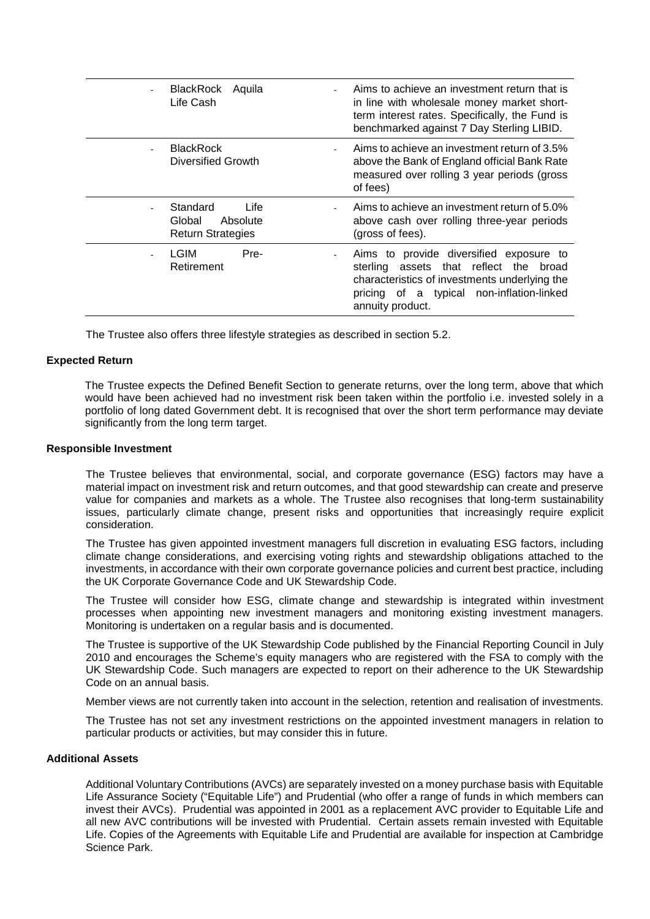| Fund | Objective |
| --- | --- |
| - BlackRock Aquila Life Cash | - Aims to achieve an investment return that is in line with wholesale money market short-term interest rates. Specifically, the Fund is benchmarked against 7 Day Sterling LIBID. |
| - BlackRock Diversified Growth | - Aims to achieve an investment return of 3.5% above the Bank of England official Bank Rate measured over rolling 3 year periods (gross of fees) |
| - Standard Life Global Absolute Return Strategies | - Aims to achieve an investment return of 5.0% above cash over rolling three-year periods (gross of fees). |
| - LGIM Pre-Retirement | - Aims to provide diversified exposure to sterling assets that reflect the broad characteristics of investments underlying the pricing of a typical non-inflation-linked annuity product. |

The Trustee also offers three lifestyle strategies as described in section 5.2.

**Expected Return**

The Trustee expects the Defined Benefit Section to generate returns, over the long term, above that which would have been achieved had no investment risk been taken within the portfolio i.e. invested solely in a portfolio of long dated Government debt. It is recognised that over the short term performance may deviate significantly from the long term target.

**Responsible Investment**

The Trustee believes that environmental, social, and corporate governance (ESG) factors may have a material impact on investment risk and return outcomes, and that good stewardship can create and preserve value for companies and markets as a whole. The Trustee also recognises that long-term sustainability issues, particularly climate change, present risks and opportunities that increasingly require explicit consideration.

The Trustee has given appointed investment managers full discretion in evaluating ESG factors, including climate change considerations, and exercising voting rights and stewardship obligations attached to the investments, in accordance with their own corporate governance policies and current best practice, including the UK Corporate Governance Code and UK Stewardship Code.

The Trustee will consider how ESG, climate change and stewardship is integrated within investment processes when appointing new investment managers and monitoring existing investment managers. Monitoring is undertaken on a regular basis and is documented.

The Trustee is supportive of the UK Stewardship Code published by the Financial Reporting Council in July 2010 and encourages the Scheme's equity managers who are registered with the FSA to comply with the UK Stewardship Code. Such managers are expected to report on their adherence to the UK Stewardship Code on an annual basis.

Member views are not currently taken into account in the selection, retention and realisation of investments.

The Trustee has not set any investment restrictions on the appointed investment managers in relation to particular products or activities, but may consider this in future.

**Additional Assets**

Additional Voluntary Contributions (AVCs) are separately invested on a money purchase basis with Equitable Life Assurance Society ("Equitable Life") and Prudential (who offer a range of funds in which members can invest their AVCs). Prudential was appointed in 2001 as a replacement AVC provider to Equitable Life and all new AVC contributions will be invested with Prudential. Certain assets remain invested with Equitable Life. Copies of the Agreements with Equitable Life and Prudential are available for inspection at Cambridge Science Park.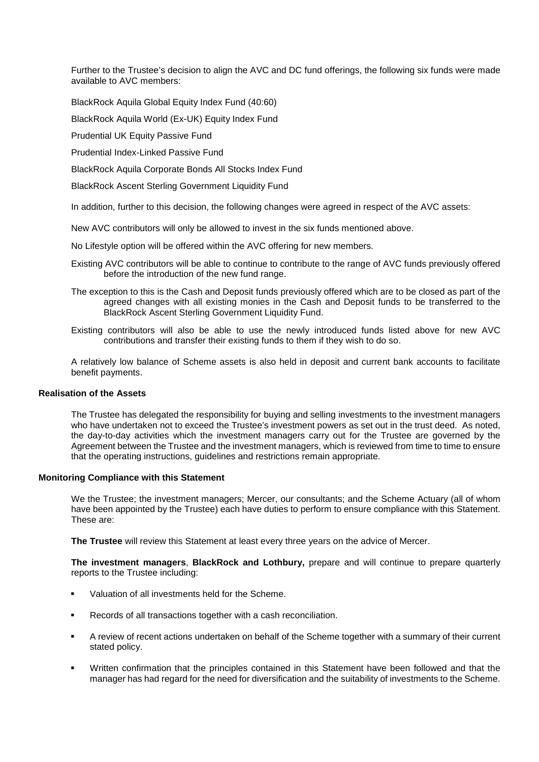Further to the Trustee's decision to align the AVC and DC fund offerings, the following six funds were made available to AVC members:

BlackRock Aquila Global Equity Index Fund (40:60)

BlackRock Aquila World (Ex-UK) Equity Index Fund

Prudential UK Equity Passive Fund

Prudential Index-Linked Passive Fund

BlackRock Aquila Corporate Bonds All Stocks Index Fund

BlackRock Ascent Sterling Government Liquidity Fund

In addition, further to this decision, the following changes were agreed in respect of the AVC assets:

New AVC contributors will only be allowed to invest in the six funds mentioned above.

No Lifestyle option will be offered within the AVC offering for new members.

Existing AVC contributors will be able to continue to contribute to the range of AVC funds previously offered before the introduction of the new fund range.

The exception to this is the Cash and Deposit funds previously offered which are to be closed as part of the agreed changes with all existing monies in the Cash and Deposit funds to be transferred to the BlackRock Ascent Sterling Government Liquidity Fund.

Existing contributors will also be able to use the newly introduced funds listed above for new AVC contributions and transfer their existing funds to them if they wish to do so.

A relatively low balance of Scheme assets is also held in deposit and current bank accounts to facilitate benefit payments.

### Realisation of the Assets

The Trustee has delegated the responsibility for buying and selling investments to the investment managers who have undertaken not to exceed the Trustee's investment powers as set out in the trust deed. As noted, the day-to-day activities which the investment managers carry out for the Trustee are governed by the Agreement between the Trustee and the investment managers, which is reviewed from time to time to ensure that the operating instructions, guidelines and restrictions remain appropriate.

### Monitoring Compliance with this Statement

We the Trustee; the investment managers; Mercer, our consultants; and the Scheme Actuary (all of whom have been appointed by the Trustee) each have duties to perform to ensure compliance with this Statement. These are:

**The Trustee** will review this Statement at least every three years on the advice of Mercer.

**The investment managers**, **BlackRock and Lothbury,** prepare and will continue to prepare quarterly reports to the Trustee including:

- Valuation of all investments held for the Scheme.
- Records of all transactions together with a cash reconciliation.
- A review of recent actions undertaken on behalf of the Scheme together with a summary of their current stated policy.
- Written confirmation that the principles contained in this Statement have been followed and that the manager has had regard for the need for diversification and the suitability of investments to the Scheme.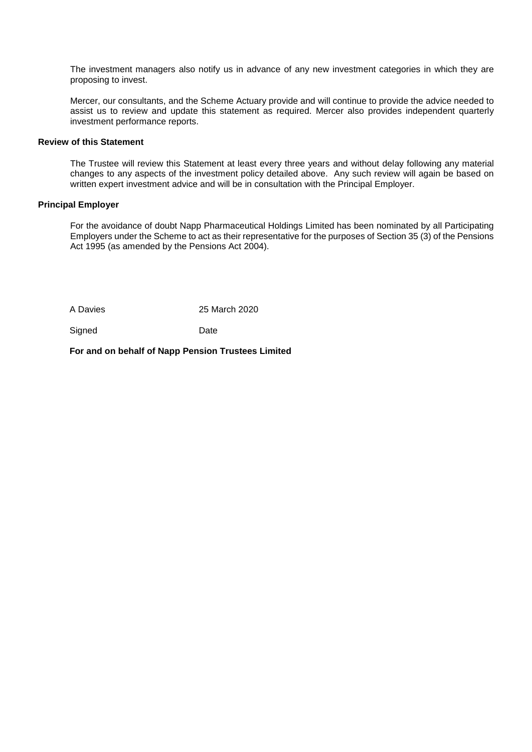The investment managers also notify us in advance of any new investment categories in which they are proposing to invest.

Mercer, our consultants, and the Scheme Actuary provide and will continue to provide the advice needed to assist us to review and update this statement as required. Mercer also provides independent quarterly investment performance reports.

**Review of this Statement**

The Trustee will review this Statement at least every three years and without delay following any material changes to any aspects of the investment policy detailed above. Any such review will again be based on written expert investment advice and will be in consultation with the Principal Employer.

**Principal Employer**

For the avoidance of doubt Napp Pharmaceutical Holdings Limited has been nominated by all Participating Employers under the Scheme to act as their representative for the purposes of Section 35 (3) of the Pensions Act 1995 (as amended by the Pensions Act 2004).

| | |
|---|---|
| A Davies | 25 March 2020 |
| Signed | Date |

**For and on behalf of Napp Pension Trustees Limited**